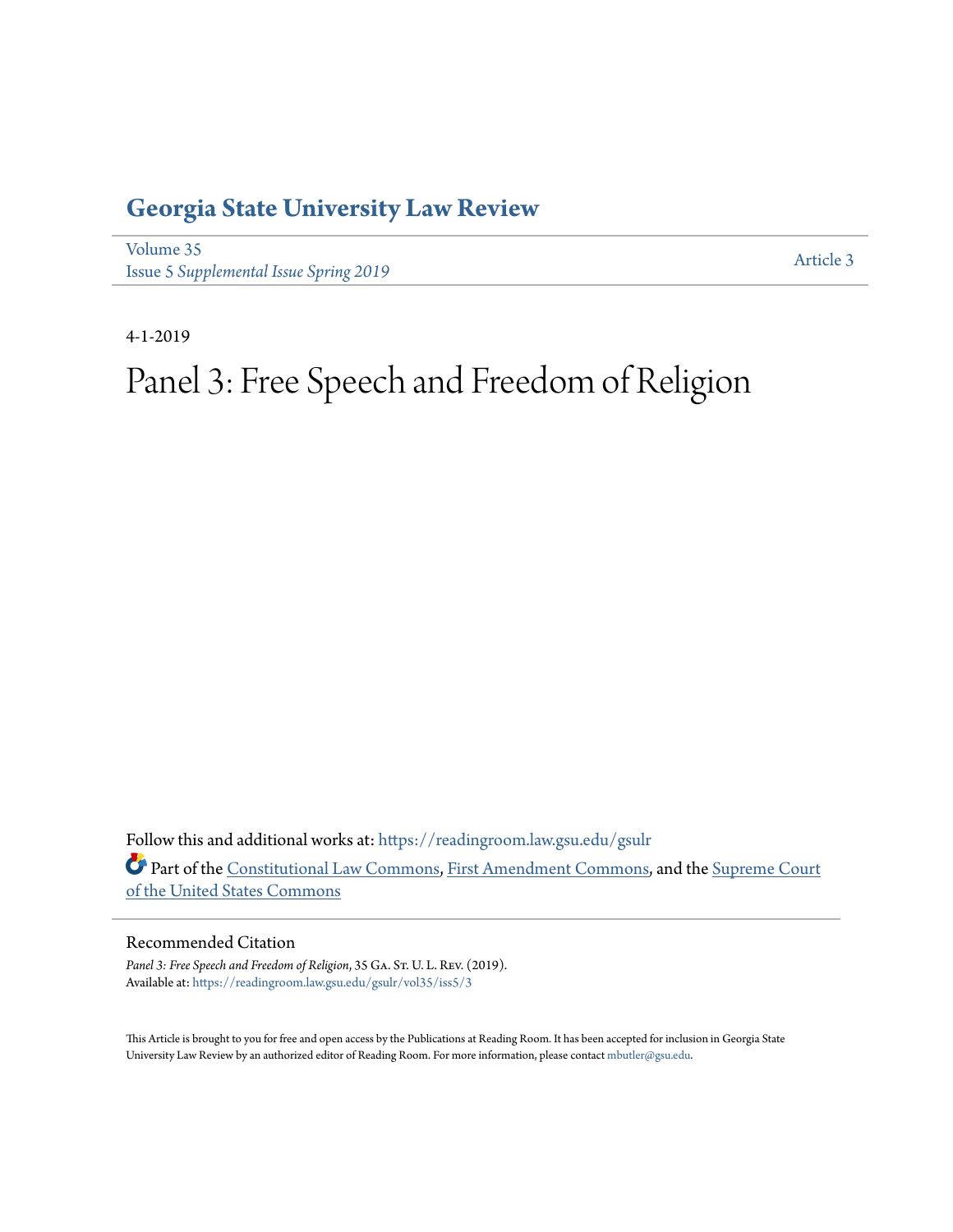# Georgia State University Law Review

Volume 35
Issue 5 *Supplemental Issue Spring 2019*

Article 3

4-1-2019

# Panel 3: Free Speech and Freedom of Religion

Follow this and additional works at: https://readingroom.law.gsu.edu/gsulr

Part of the Constitutional Law Commons, First Amendment Commons, and the Supreme Court of the United States Commons

## Recommended Citation

*Panel 3: Free Speech and Freedom of Religion*, 35 Ga. St. U. L. Rev. (2019).
Available at: https://readingroom.law.gsu.edu/gsulr/vol35/iss5/3

This Article is brought to you for free and open access by the Publications at Reading Room. It has been accepted for inclusion in Georgia State University Law Review by an authorized editor of Reading Room. For more information, please contact mbutler@gsu.edu.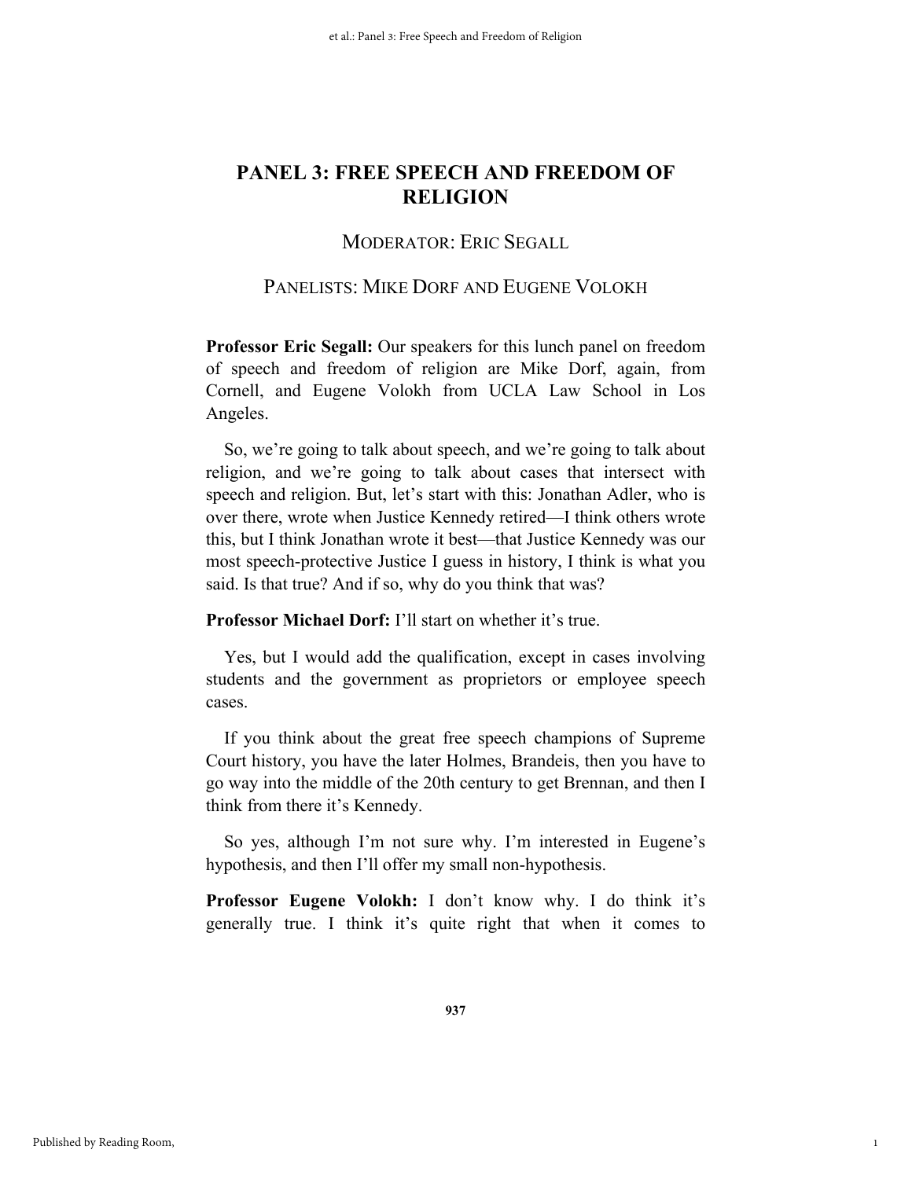# PANEL 3: FREE SPEECH AND FREEDOM OF RELIGION

MODERATOR: ERIC SEGALL

PANELISTS: MIKE DORF AND EUGENE VOLOKH

**Professor Eric Segall:** Our speakers for this lunch panel on freedom of speech and freedom of religion are Mike Dorf, again, from Cornell, and Eugene Volokh from UCLA Law School in Los Angeles.

So, we're going to talk about speech, and we're going to talk about religion, and we're going to talk about cases that intersect with speech and religion. But, let's start with this: Jonathan Adler, who is over there, wrote when Justice Kennedy retired—I think others wrote this, but I think Jonathan wrote it best—that Justice Kennedy was our most speech-protective Justice I guess in history, I think is what you said. Is that true? And if so, why do you think that was?

**Professor Michael Dorf:** I'll start on whether it's true.

Yes, but I would add the qualification, except in cases involving students and the government as proprietors or employee speech cases.

If you think about the great free speech champions of Supreme Court history, you have the later Holmes, Brandeis, then you have to go way into the middle of the 20th century to get Brennan, and then I think from there it's Kennedy.

So yes, although I'm not sure why. I'm interested in Eugene's hypothesis, and then I'll offer my small non-hypothesis.

**Professor Eugene Volokh:** I don't know why. I do think it's generally true. I think it's quite right that when it comes to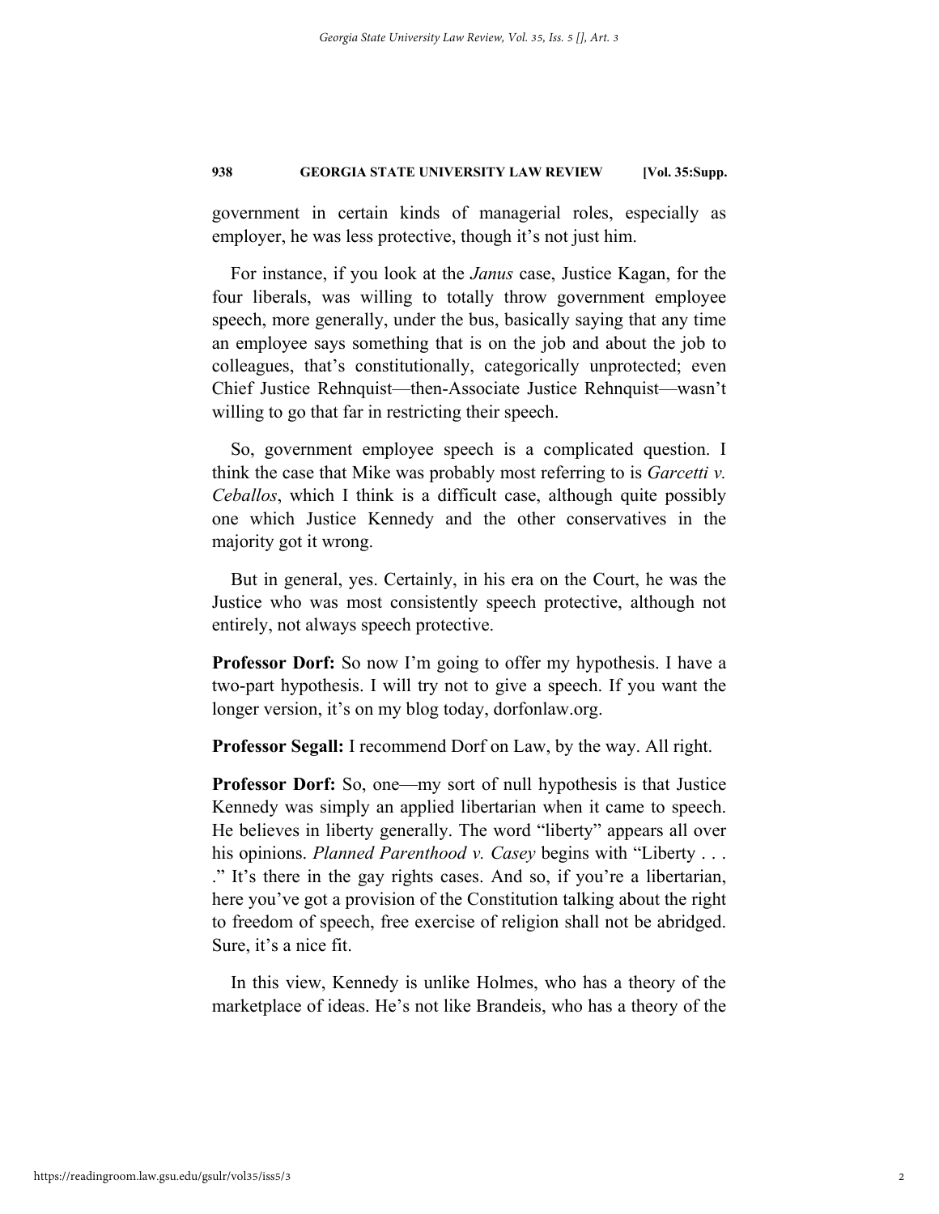government in certain kinds of managerial roles, especially as employer, he was less protective, though it's not just him.

For instance, if you look at the *Janus* case, Justice Kagan, for the four liberals, was willing to totally throw government employee speech, more generally, under the bus, basically saying that any time an employee says something that is on the job and about the job to colleagues, that's constitutionally, categorically unprotected; even Chief Justice Rehnquist—then-Associate Justice Rehnquist—wasn't willing to go that far in restricting their speech.

So, government employee speech is a complicated question. I think the case that Mike was probably most referring to is *Garcetti v. Ceballos*, which I think is a difficult case, although quite possibly one which Justice Kennedy and the other conservatives in the majority got it wrong.

But in general, yes. Certainly, in his era on the Court, he was the Justice who was most consistently speech protective, although not entirely, not always speech protective.

**Professor Dorf:** So now I'm going to offer my hypothesis. I have a two-part hypothesis. I will try not to give a speech. If you want the longer version, it's on my blog today, dorfonlaw.org.

**Professor Segall:** I recommend Dorf on Law, by the way. All right.

**Professor Dorf:** So, one—my sort of null hypothesis is that Justice Kennedy was simply an applied libertarian when it came to speech. He believes in liberty generally. The word "liberty" appears all over his opinions. *Planned Parenthood v. Casey* begins with "Liberty . . . ." It's there in the gay rights cases. And so, if you're a libertarian, here you've got a provision of the Constitution talking about the right to freedom of speech, free exercise of religion shall not be abridged. Sure, it's a nice fit.

In this view, Kennedy is unlike Holmes, who has a theory of the marketplace of ideas. He's not like Brandeis, who has a theory of the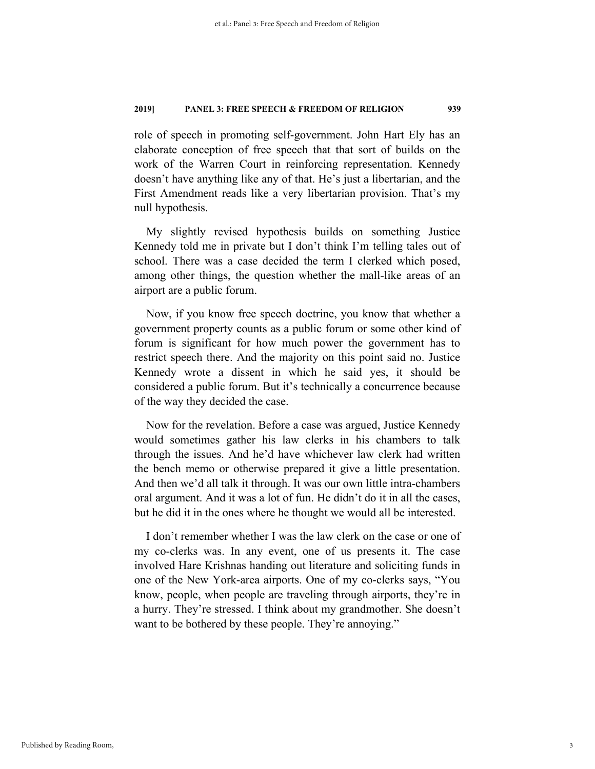role of speech in promoting self-government. John Hart Ely has an elaborate conception of free speech that that sort of builds on the work of the Warren Court in reinforcing representation. Kennedy doesn't have anything like any of that. He's just a libertarian, and the First Amendment reads like a very libertarian provision. That's my null hypothesis.

My slightly revised hypothesis builds on something Justice Kennedy told me in private but I don't think I'm telling tales out of school. There was a case decided the term I clerked which posed, among other things, the question whether the mall-like areas of an airport are a public forum.

Now, if you know free speech doctrine, you know that whether a government property counts as a public forum or some other kind of forum is significant for how much power the government has to restrict speech there. And the majority on this point said no. Justice Kennedy wrote a dissent in which he said yes, it should be considered a public forum. But it's technically a concurrence because of the way they decided the case.

Now for the revelation. Before a case was argued, Justice Kennedy would sometimes gather his law clerks in his chambers to talk through the issues. And he'd have whichever law clerk had written the bench memo or otherwise prepared it give a little presentation. And then we'd all talk it through. It was our own little intra-chambers oral argument. And it was a lot of fun. He didn't do it in all the cases, but he did it in the ones where he thought we would all be interested.

I don't remember whether I was the law clerk on the case or one of my co-clerks was. In any event, one of us presents it. The case involved Hare Krishnas handing out literature and soliciting funds in one of the New York-area airports. One of my co-clerks says, "You know, people, when people are traveling through airports, they're in a hurry. They're stressed. I think about my grandmother. She doesn't want to be bothered by these people. They're annoying."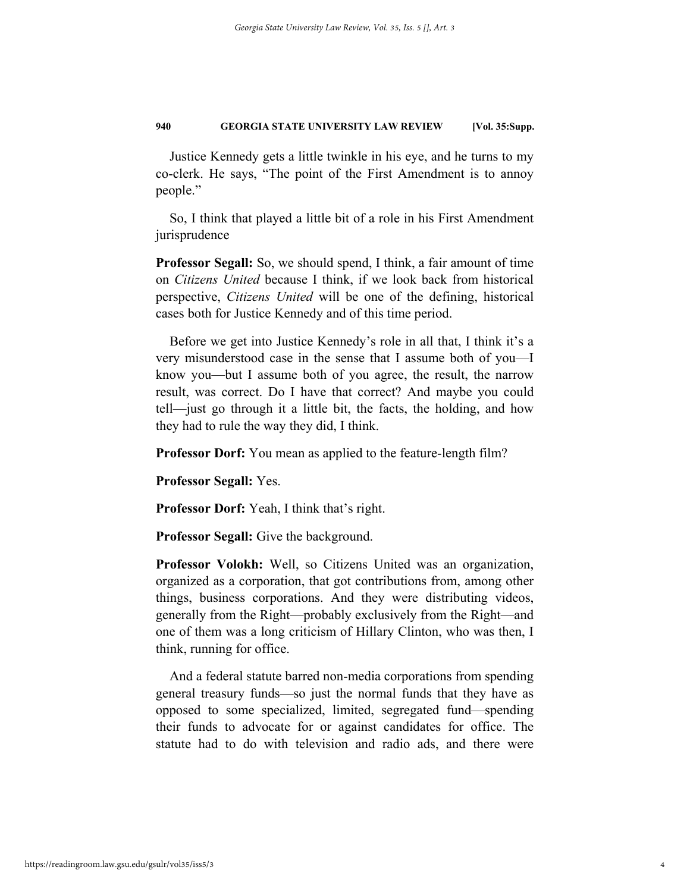Justice Kennedy gets a little twinkle in his eye, and he turns to my co-clerk. He says, "The point of the First Amendment is to annoy people."

So, I think that played a little bit of a role in his First Amendment jurisprudence

**Professor Segall:** So, we should spend, I think, a fair amount of time on *Citizens United* because I think, if we look back from historical perspective, *Citizens United* will be one of the defining, historical cases both for Justice Kennedy and of this time period.

Before we get into Justice Kennedy's role in all that, I think it's a very misunderstood case in the sense that I assume both of you—I know you—but I assume both of you agree, the result, the narrow result, was correct. Do I have that correct? And maybe you could tell—just go through it a little bit, the facts, the holding, and how they had to rule the way they did, I think.

**Professor Dorf:** You mean as applied to the feature-length film?

**Professor Segall:** Yes.

**Professor Dorf:** Yeah, I think that's right.

**Professor Segall:** Give the background.

**Professor Volokh:** Well, so Citizens United was an organization, organized as a corporation, that got contributions from, among other things, business corporations. And they were distributing videos, generally from the Right—probably exclusively from the Right—and one of them was a long criticism of Hillary Clinton, who was then, I think, running for office.

And a federal statute barred non-media corporations from spending general treasury funds—so just the normal funds that they have as opposed to some specialized, limited, segregated fund—spending their funds to advocate for or against candidates for office. The statute had to do with television and radio ads, and there were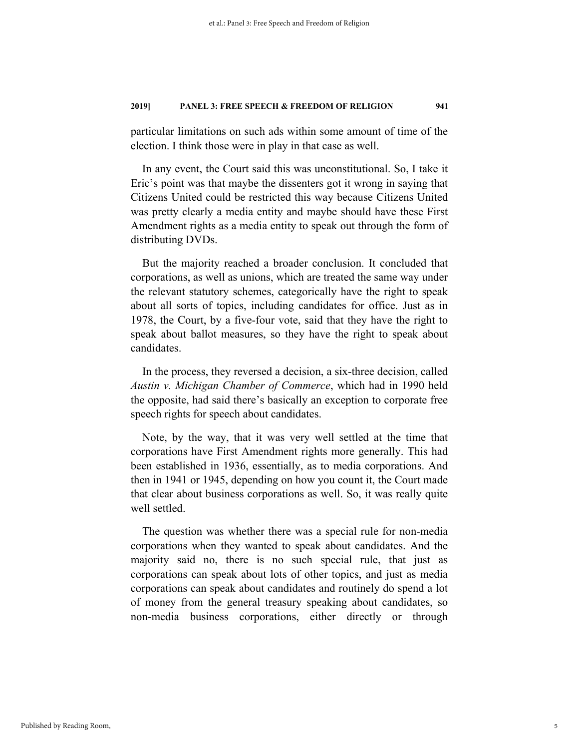particular limitations on such ads within some amount of time of the election. I think those were in play in that case as well.

In any event, the Court said this was unconstitutional. So, I take it Eric's point was that maybe the dissenters got it wrong in saying that Citizens United could be restricted this way because Citizens United was pretty clearly a media entity and maybe should have these First Amendment rights as a media entity to speak out through the form of distributing DVDs.

But the majority reached a broader conclusion. It concluded that corporations, as well as unions, which are treated the same way under the relevant statutory schemes, categorically have the right to speak about all sorts of topics, including candidates for office. Just as in 1978, the Court, by a five-four vote, said that they have the right to speak about ballot measures, so they have the right to speak about candidates.

In the process, they reversed a decision, a six-three decision, called *Austin v. Michigan Chamber of Commerce*, which had in 1990 held the opposite, had said there's basically an exception to corporate free speech rights for speech about candidates.

Note, by the way, that it was very well settled at the time that corporations have First Amendment rights more generally. This had been established in 1936, essentially, as to media corporations. And then in 1941 or 1945, depending on how you count it, the Court made that clear about business corporations as well. So, it was really quite well settled.

The question was whether there was a special rule for non-media corporations when they wanted to speak about candidates. And the majority said no, there is no such special rule, that just as corporations can speak about lots of other topics, and just as media corporations can speak about candidates and routinely do spend a lot of money from the general treasury speaking about candidates, so non-media business corporations, either directly or through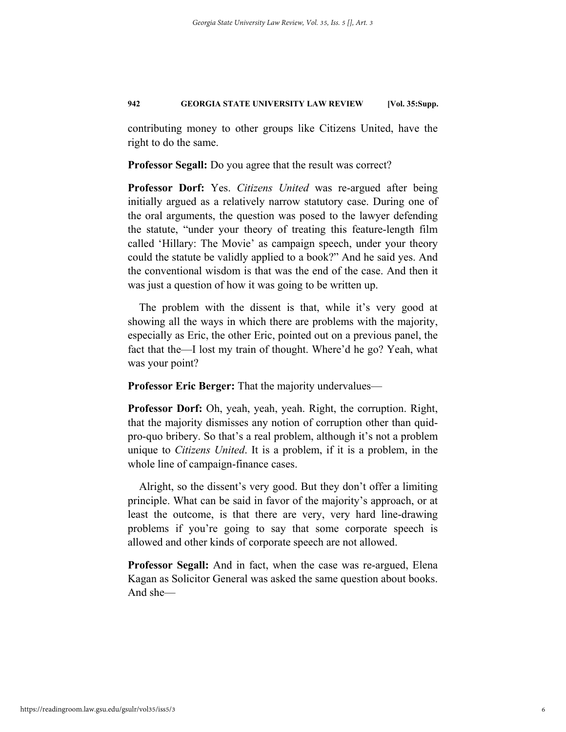contributing money to other groups like Citizens United, have the right to do the same.

**Professor Segall:** Do you agree that the result was correct?

**Professor Dorf:** Yes. *Citizens United* was re-argued after being initially argued as a relatively narrow statutory case. During one of the oral arguments, the question was posed to the lawyer defending the statute, "under your theory of treating this feature-length film called 'Hillary: The Movie' as campaign speech, under your theory could the statute be validly applied to a book?" And he said yes. And the conventional wisdom is that was the end of the case. And then it was just a question of how it was going to be written up.

The problem with the dissent is that, while it's very good at showing all the ways in which there are problems with the majority, especially as Eric, the other Eric, pointed out on a previous panel, the fact that the—I lost my train of thought. Where'd he go? Yeah, what was your point?

**Professor Eric Berger:** That the majority undervalues—

**Professor Dorf:** Oh, yeah, yeah, yeah. Right, the corruption. Right, that the majority dismisses any notion of corruption other than quid-pro-quo bribery. So that's a real problem, although it's not a problem unique to *Citizens United*. It is a problem, if it is a problem, in the whole line of campaign-finance cases.

Alright, so the dissent's very good. But they don't offer a limiting principle. What can be said in favor of the majority's approach, or at least the outcome, is that there are very, very hard line-drawing problems if you're going to say that some corporate speech is allowed and other kinds of corporate speech are not allowed.

**Professor Segall:** And in fact, when the case was re-argued, Elena Kagan as Solicitor General was asked the same question about books. And she—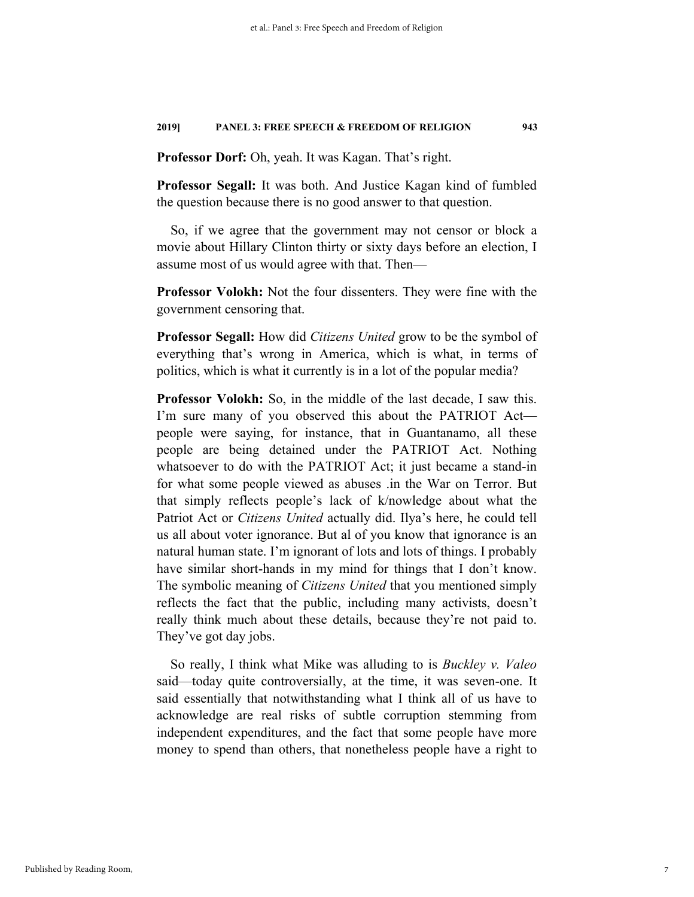**Professor Dorf:** Oh, yeah. It was Kagan. That's right.

**Professor Segall:** It was both. And Justice Kagan kind of fumbled the question because there is no good answer to that question.

So, if we agree that the government may not censor or block a movie about Hillary Clinton thirty or sixty days before an election, I assume most of us would agree with that. Then—

**Professor Volokh:** Not the four dissenters. They were fine with the government censoring that.

**Professor Segall:** How did *Citizens United* grow to be the symbol of everything that's wrong in America, which is what, in terms of politics, which is what it currently is in a lot of the popular media?

**Professor Volokh:** So, in the middle of the last decade, I saw this. I'm sure many of you observed this about the PATRIOT Act—people were saying, for instance, that in Guantanamo, all these people are being detained under the PATRIOT Act. Nothing whatsoever to do with the PATRIOT Act; it just became a stand-in for what some people viewed as abuses .in the War on Terror. But that simply reflects people's lack of k/nowledge about what the Patriot Act or *Citizens United* actually did. Ilya's here, he could tell us all about voter ignorance. But al of you know that ignorance is an natural human state. I'm ignorant of lots and lots of things. I probably have similar short-hands in my mind for things that I don't know. The symbolic meaning of *Citizens United* that you mentioned simply reflects the fact that the public, including many activists, doesn't really think much about these details, because they're not paid to. They've got day jobs.

So really, I think what Mike was alluding to is *Buckley v. Valeo* said—today quite controversially, at the time, it was seven-one. It said essentially that notwithstanding what I think all of us have to acknowledge are real risks of subtle corruption stemming from independent expenditures, and the fact that some people have more money to spend than others, that nonetheless people have a right to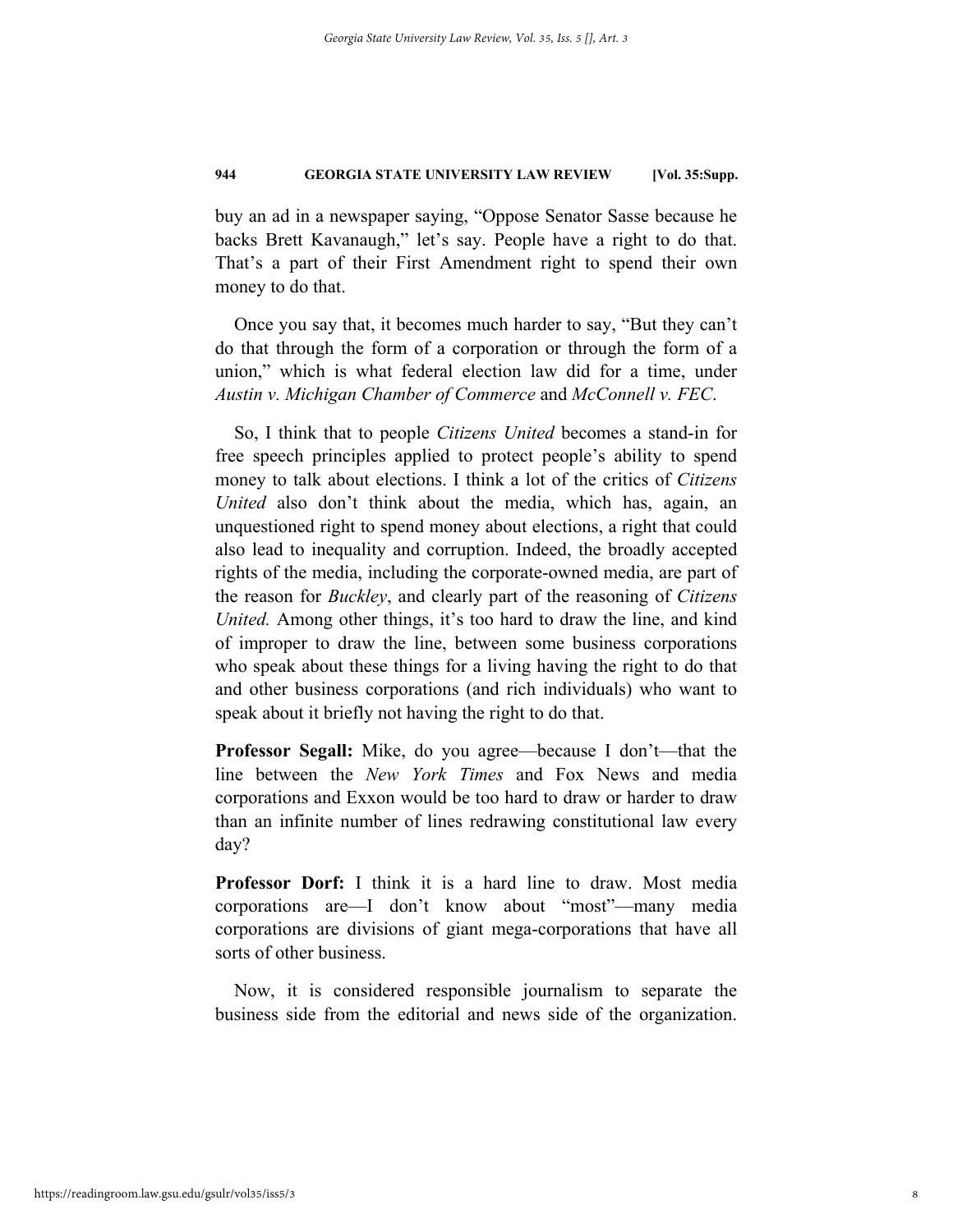buy an ad in a newspaper saying, "Oppose Senator Sasse because he backs Brett Kavanaugh," let's say. People have a right to do that. That's a part of their First Amendment right to spend their own money to do that.

Once you say that, it becomes much harder to say, "But they can't do that through the form of a corporation or through the form of a union," which is what federal election law did for a time, under *Austin v. Michigan Chamber of Commerce* and *McConnell v. FEC*.

So, I think that to people *Citizens United* becomes a stand-in for free speech principles applied to protect people's ability to spend money to talk about elections. I think a lot of the critics of *Citizens United* also don't think about the media, which has, again, an unquestioned right to spend money about elections, a right that could also lead to inequality and corruption. Indeed, the broadly accepted rights of the media, including the corporate-owned media, are part of the reason for *Buckley*, and clearly part of the reasoning of *Citizens United.* Among other things, it's too hard to draw the line, and kind of improper to draw the line, between some business corporations who speak about these things for a living having the right to do that and other business corporations (and rich individuals) who want to speak about it briefly not having the right to do that.

**Professor Segall:** Mike, do you agree—because I don't—that the line between the *New York Times* and Fox News and media corporations and Exxon would be too hard to draw or harder to draw than an infinite number of lines redrawing constitutional law every day?

**Professor Dorf:** I think it is a hard line to draw. Most media corporations are—I don't know about "most"—many media corporations are divisions of giant mega-corporations that have all sorts of other business.

Now, it is considered responsible journalism to separate the business side from the editorial and news side of the organization.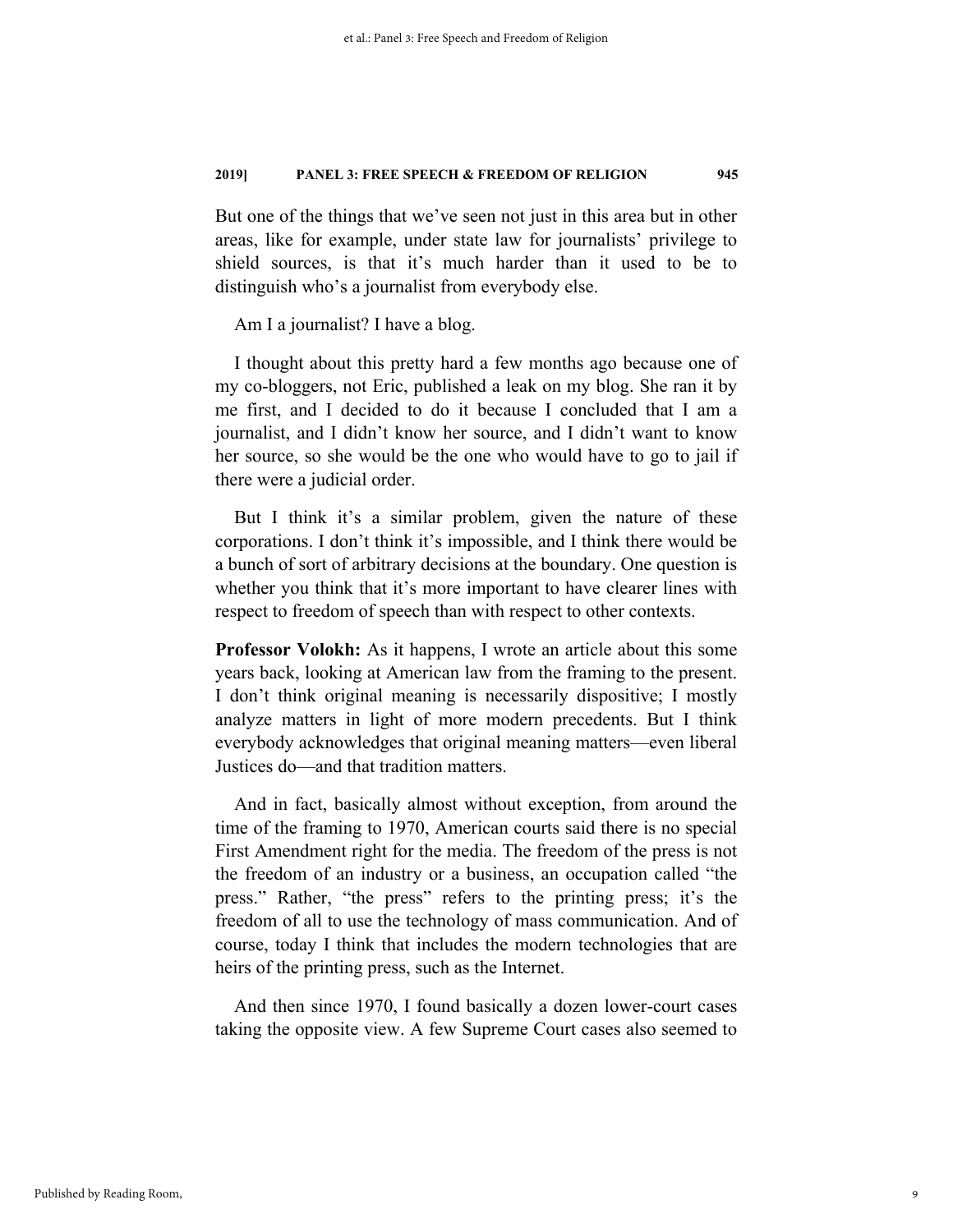But one of the things that we've seen not just in this area but in other areas, like for example, under state law for journalists' privilege to shield sources, is that it's much harder than it used to be to distinguish who's a journalist from everybody else.

Am I a journalist? I have a blog.

I thought about this pretty hard a few months ago because one of my co-bloggers, not Eric, published a leak on my blog. She ran it by me first, and I decided to do it because I concluded that I am a journalist, and I didn't know her source, and I didn't want to know her source, so she would be the one who would have to go to jail if there were a judicial order.

But I think it's a similar problem, given the nature of these corporations. I don't think it's impossible, and I think there would be a bunch of sort of arbitrary decisions at the boundary. One question is whether you think that it's more important to have clearer lines with respect to freedom of speech than with respect to other contexts.

**Professor Volokh:** As it happens, I wrote an article about this some years back, looking at American law from the framing to the present. I don't think original meaning is necessarily dispositive; I mostly analyze matters in light of more modern precedents. But I think everybody acknowledges that original meaning matters—even liberal Justices do—and that tradition matters.

And in fact, basically almost without exception, from around the time of the framing to 1970, American courts said there is no special First Amendment right for the media. The freedom of the press is not the freedom of an industry or a business, an occupation called "the press." Rather, "the press" refers to the printing press; it's the freedom of all to use the technology of mass communication. And of course, today I think that includes the modern technologies that are heirs of the printing press, such as the Internet.

And then since 1970, I found basically a dozen lower-court cases taking the opposite view. A few Supreme Court cases also seemed to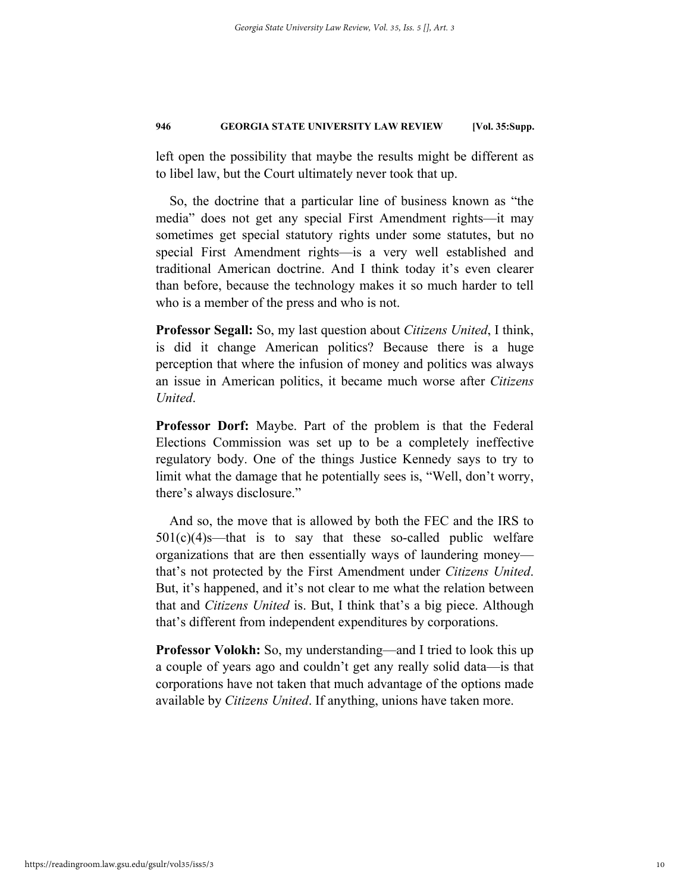left open the possibility that maybe the results might be different as to libel law, but the Court ultimately never took that up.

So, the doctrine that a particular line of business known as "the media" does not get any special First Amendment rights—it may sometimes get special statutory rights under some statutes, but no special First Amendment rights—is a very well established and traditional American doctrine. And I think today it's even clearer than before, because the technology makes it so much harder to tell who is a member of the press and who is not.

**Professor Segall:** So, my last question about *Citizens United*, I think, is did it change American politics? Because there is a huge perception that where the infusion of money and politics was always an issue in American politics, it became much worse after *Citizens United*.

**Professor Dorf:** Maybe. Part of the problem is that the Federal Elections Commission was set up to be a completely ineffective regulatory body. One of the things Justice Kennedy says to try to limit what the damage that he potentially sees is, "Well, don't worry, there's always disclosure."

And so, the move that is allowed by both the FEC and the IRS to 501(c)(4)s—that is to say that these so-called public welfare organizations that are then essentially ways of laundering money—that's not protected by the First Amendment under *Citizens United*. But, it's happened, and it's not clear to me what the relation between that and *Citizens United* is. But, I think that's a big piece. Although that's different from independent expenditures by corporations.

**Professor Volokh:** So, my understanding—and I tried to look this up a couple of years ago and couldn't get any really solid data—is that corporations have not taken that much advantage of the options made available by *Citizens United*. If anything, unions have taken more.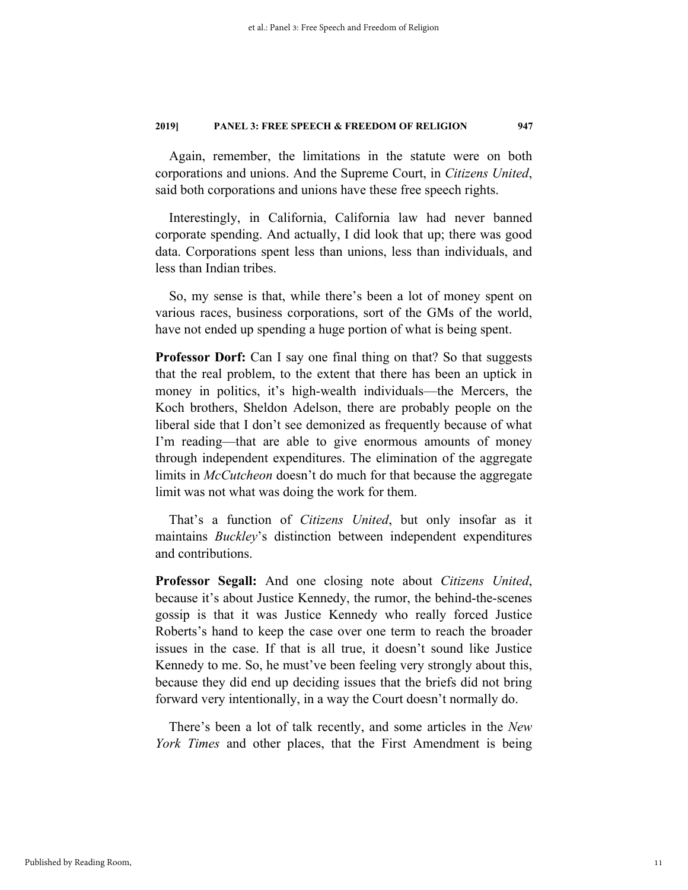Again, remember, the limitations in the statute were on both corporations and unions. And the Supreme Court, in *Citizens United*, said both corporations and unions have these free speech rights.

Interestingly, in California, California law had never banned corporate spending. And actually, I did look that up; there was good data. Corporations spent less than unions, less than individuals, and less than Indian tribes.

So, my sense is that, while there's been a lot of money spent on various races, business corporations, sort of the GMs of the world, have not ended up spending a huge portion of what is being spent.

**Professor Dorf:** Can I say one final thing on that? So that suggests that the real problem, to the extent that there has been an uptick in money in politics, it's high-wealth individuals—the Mercers, the Koch brothers, Sheldon Adelson, there are probably people on the liberal side that I don't see demonized as frequently because of what I'm reading—that are able to give enormous amounts of money through independent expenditures. The elimination of the aggregate limits in *McCutcheon* doesn't do much for that because the aggregate limit was not what was doing the work for them.

That's a function of *Citizens United*, but only insofar as it maintains *Buckley*'s distinction between independent expenditures and contributions.

**Professor Segall:** And one closing note about *Citizens United*, because it's about Justice Kennedy, the rumor, the behind-the-scenes gossip is that it was Justice Kennedy who really forced Justice Roberts's hand to keep the case over one term to reach the broader issues in the case. If that is all true, it doesn't sound like Justice Kennedy to me. So, he must've been feeling very strongly about this, because they did end up deciding issues that the briefs did not bring forward very intentionally, in a way the Court doesn't normally do.

There's been a lot of talk recently, and some articles in the *New York Times* and other places, that the First Amendment is being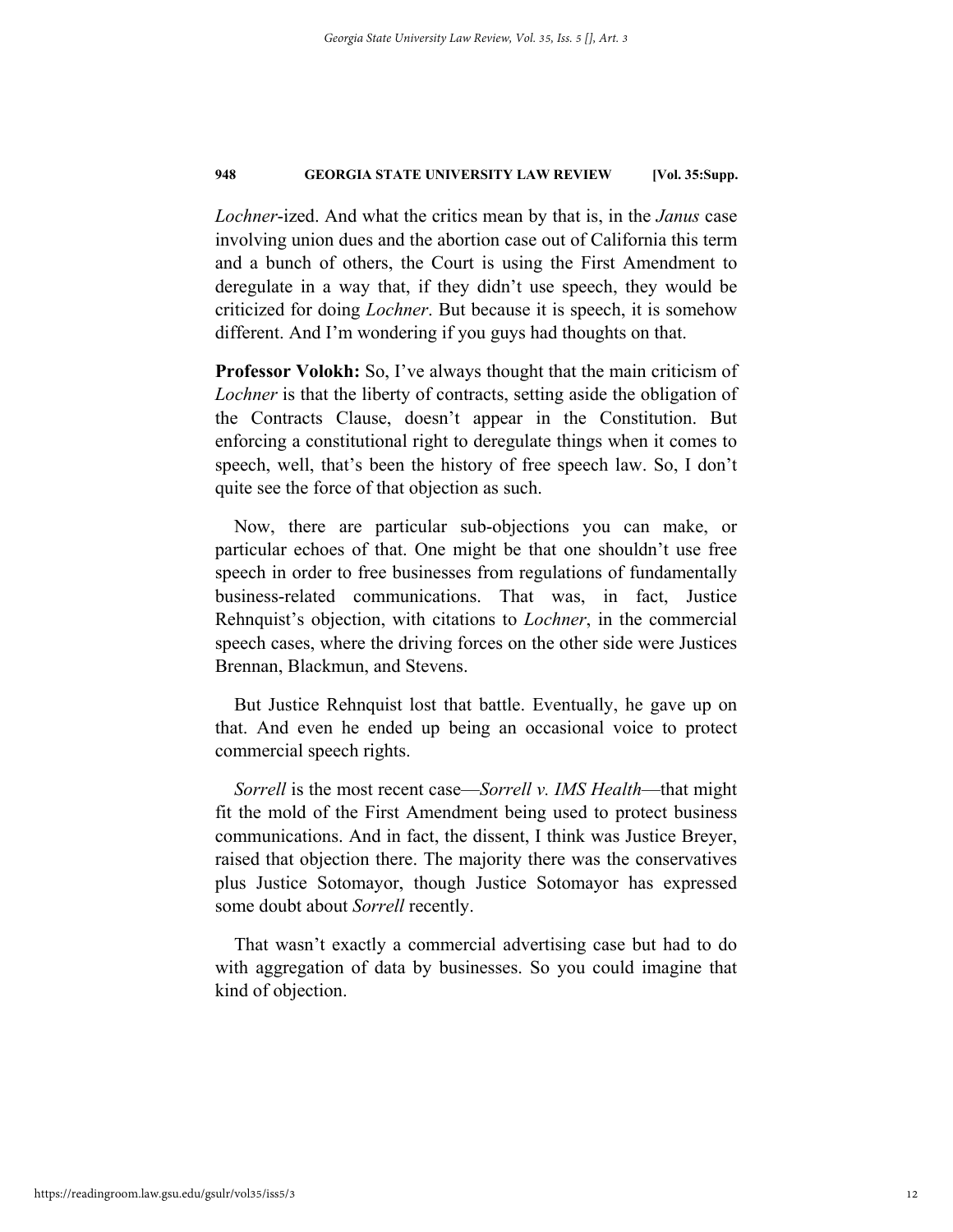*Lochner*-ized. And what the critics mean by that is, in the *Janus* case involving union dues and the abortion case out of California this term and a bunch of others, the Court is using the First Amendment to deregulate in a way that, if they didn't use speech, they would be criticized for doing *Lochner*. But because it is speech, it is somehow different. And I'm wondering if you guys had thoughts on that.

**Professor Volokh:** So, I've always thought that the main criticism of *Lochner* is that the liberty of contracts, setting aside the obligation of the Contracts Clause, doesn't appear in the Constitution. But enforcing a constitutional right to deregulate things when it comes to speech, well, that's been the history of free speech law. So, I don't quite see the force of that objection as such.

Now, there are particular sub-objections you can make, or particular echoes of that. One might be that one shouldn't use free speech in order to free businesses from regulations of fundamentally business-related communications. That was, in fact, Justice Rehnquist's objection, with citations to *Lochner*, in the commercial speech cases, where the driving forces on the other side were Justices Brennan, Blackmun, and Stevens.

But Justice Rehnquist lost that battle. Eventually, he gave up on that. And even he ended up being an occasional voice to protect commercial speech rights.

*Sorrell* is the most recent case—*Sorrell v. IMS Health*—that might fit the mold of the First Amendment being used to protect business communications. And in fact, the dissent, I think was Justice Breyer, raised that objection there. The majority there was the conservatives plus Justice Sotomayor, though Justice Sotomayor has expressed some doubt about *Sorrell* recently.

That wasn't exactly a commercial advertising case but had to do with aggregation of data by businesses. So you could imagine that kind of objection.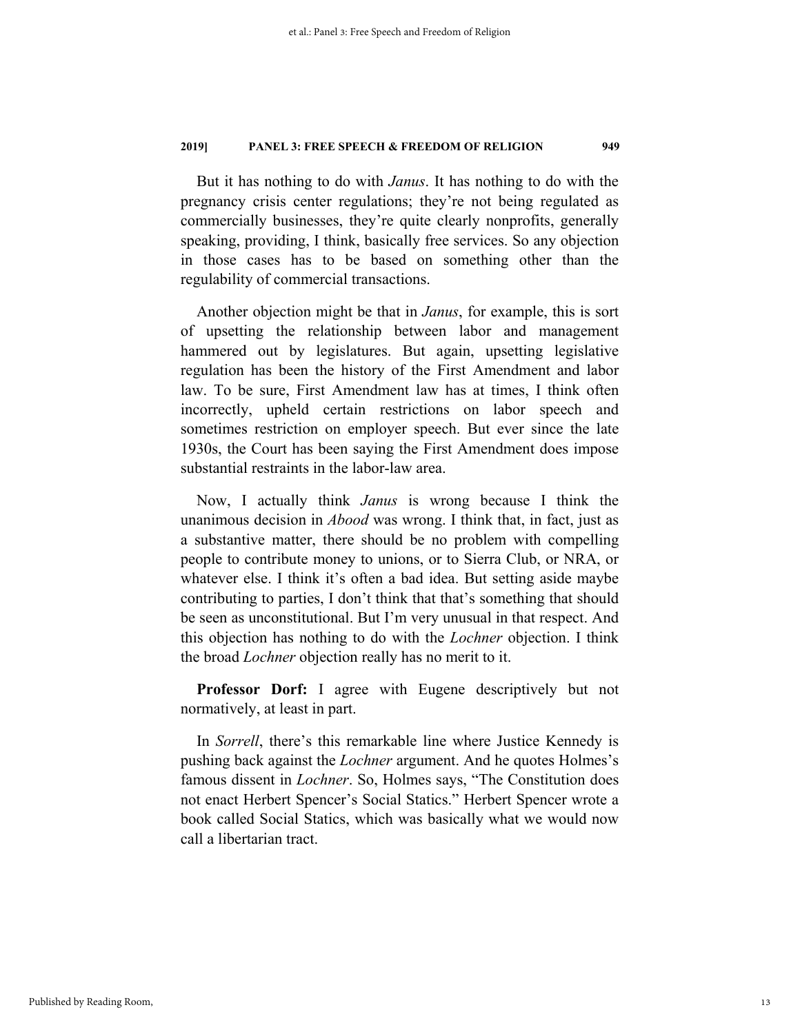But it has nothing to do with *Janus*. It has nothing to do with the pregnancy crisis center regulations; they're not being regulated as commercially businesses, they're quite clearly nonprofits, generally speaking, providing, I think, basically free services. So any objection in those cases has to be based on something other than the regulability of commercial transactions.

Another objection might be that in *Janus*, for example, this is sort of upsetting the relationship between labor and management hammered out by legislatures. But again, upsetting legislative regulation has been the history of the First Amendment and labor law. To be sure, First Amendment law has at times, I think often incorrectly, upheld certain restrictions on labor speech and sometimes restriction on employer speech. But ever since the late 1930s, the Court has been saying the First Amendment does impose substantial restraints in the labor-law area.

Now, I actually think *Janus* is wrong because I think the unanimous decision in *Abood* was wrong. I think that, in fact, just as a substantive matter, there should be no problem with compelling people to contribute money to unions, or to Sierra Club, or NRA, or whatever else. I think it's often a bad idea. But setting aside maybe contributing to parties, I don't think that that's something that should be seen as unconstitutional. But I'm very unusual in that respect. And this objection has nothing to do with the *Lochner* objection. I think the broad *Lochner* objection really has no merit to it.

**Professor Dorf:** I agree with Eugene descriptively but not normatively, at least in part.

In *Sorrell*, there's this remarkable line where Justice Kennedy is pushing back against the *Lochner* argument. And he quotes Holmes's famous dissent in *Lochner*. So, Holmes says, "The Constitution does not enact Herbert Spencer's Social Statics." Herbert Spencer wrote a book called Social Statics, which was basically what we would now call a libertarian tract.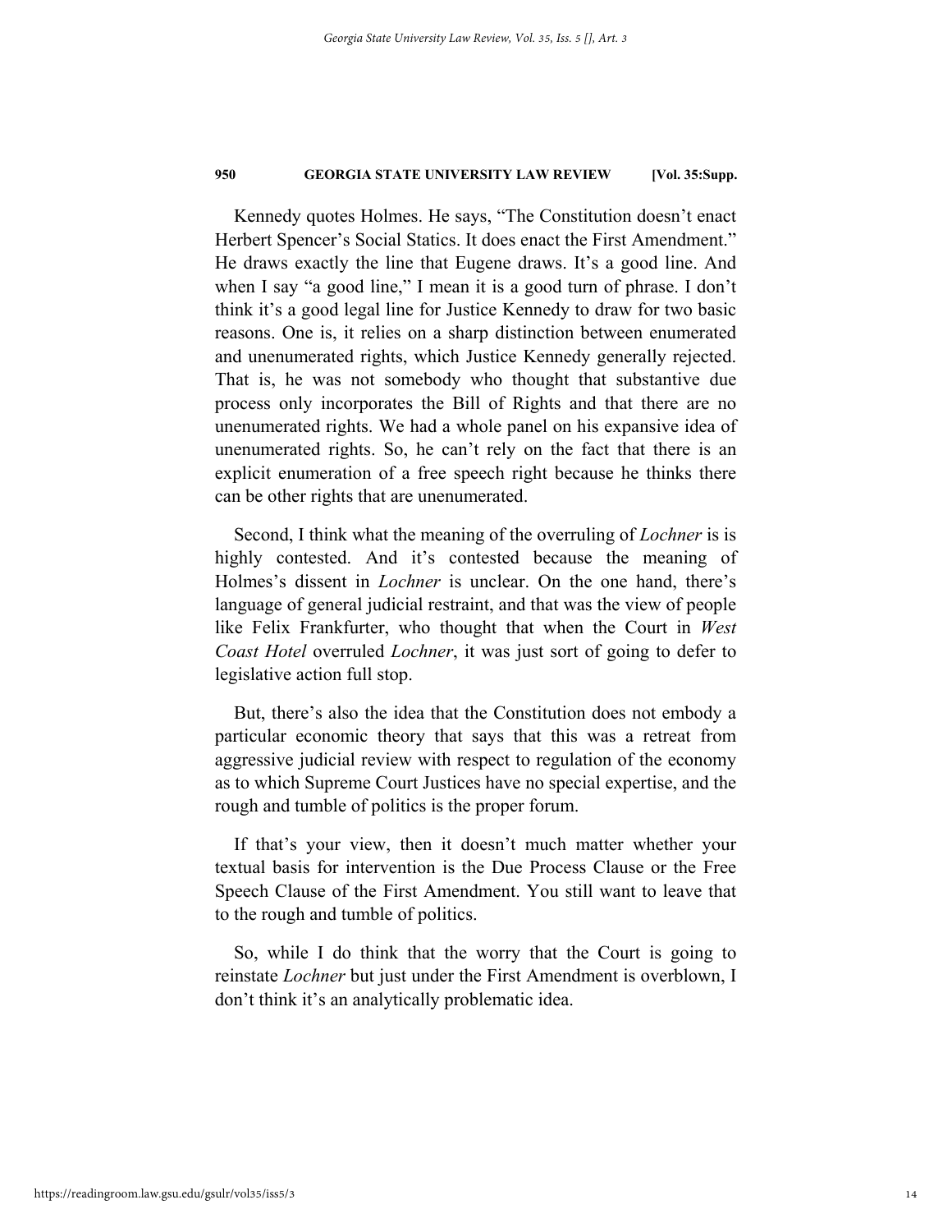Kennedy quotes Holmes. He says, "The Constitution doesn't enact Herbert Spencer's Social Statics. It does enact the First Amendment." He draws exactly the line that Eugene draws. It's a good line. And when I say "a good line," I mean it is a good turn of phrase. I don't think it's a good legal line for Justice Kennedy to draw for two basic reasons. One is, it relies on a sharp distinction between enumerated and unenumerated rights, which Justice Kennedy generally rejected. That is, he was not somebody who thought that substantive due process only incorporates the Bill of Rights and that there are no unenumerated rights. We had a whole panel on his expansive idea of unenumerated rights. So, he can't rely on the fact that there is an explicit enumeration of a free speech right because he thinks there can be other rights that are unenumerated.

Second, I think what the meaning of the overruling of *Lochner* is is highly contested. And it's contested because the meaning of Holmes's dissent in *Lochner* is unclear. On the one hand, there's language of general judicial restraint, and that was the view of people like Felix Frankfurter, who thought that when the Court in *West Coast Hotel* overruled *Lochner*, it was just sort of going to defer to legislative action full stop.

But, there's also the idea that the Constitution does not embody a particular economic theory that says that this was a retreat from aggressive judicial review with respect to regulation of the economy as to which Supreme Court Justices have no special expertise, and the rough and tumble of politics is the proper forum.

If that's your view, then it doesn't much matter whether your textual basis for intervention is the Due Process Clause or the Free Speech Clause of the First Amendment. You still want to leave that to the rough and tumble of politics.

So, while I do think that the worry that the Court is going to reinstate *Lochner* but just under the First Amendment is overblown, I don't think it's an analytically problematic idea.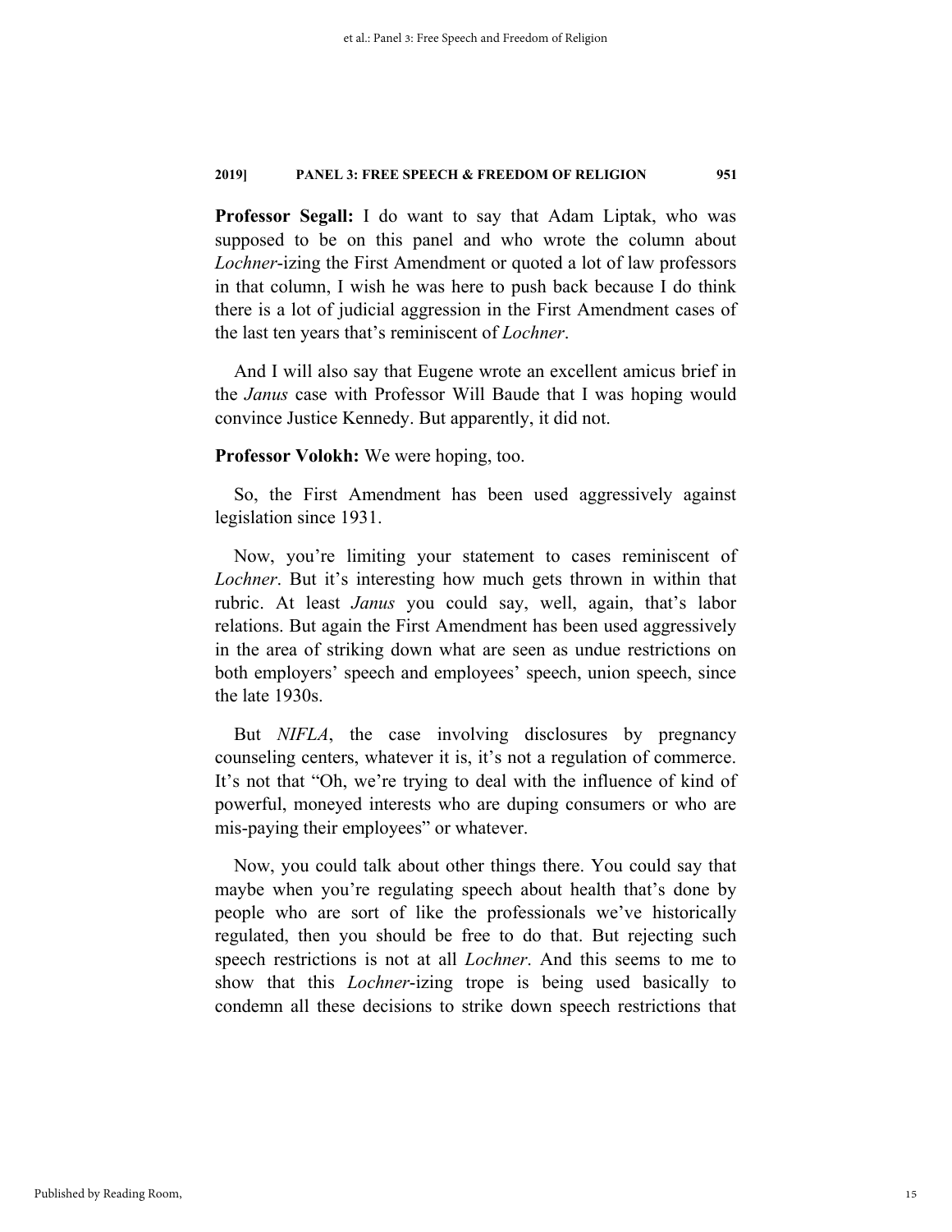**Professor Segall:** I do want to say that Adam Liptak, who was supposed to be on this panel and who wrote the column about *Lochner*-izing the First Amendment or quoted a lot of law professors in that column, I wish he was here to push back because I do think there is a lot of judicial aggression in the First Amendment cases of the last ten years that's reminiscent of *Lochner*.

And I will also say that Eugene wrote an excellent amicus brief in the *Janus* case with Professor Will Baude that I was hoping would convince Justice Kennedy. But apparently, it did not.

**Professor Volokh:** We were hoping, too.

So, the First Amendment has been used aggressively against legislation since 1931.

Now, you're limiting your statement to cases reminiscent of *Lochner*. But it's interesting how much gets thrown in within that rubric. At least *Janus* you could say, well, again, that's labor relations. But again the First Amendment has been used aggressively in the area of striking down what are seen as undue restrictions on both employers' speech and employees' speech, union speech, since the late 1930s.

But *NIFLA*, the case involving disclosures by pregnancy counseling centers, whatever it is, it's not a regulation of commerce. It's not that "Oh, we're trying to deal with the influence of kind of powerful, moneyed interests who are duping consumers or who are mis-paying their employees" or whatever.

Now, you could talk about other things there. You could say that maybe when you're regulating speech about health that's done by people who are sort of like the professionals we've historically regulated, then you should be free to do that. But rejecting such speech restrictions is not at all *Lochner*. And this seems to me to show that this *Lochner*-izing trope is being used basically to condemn all these decisions to strike down speech restrictions that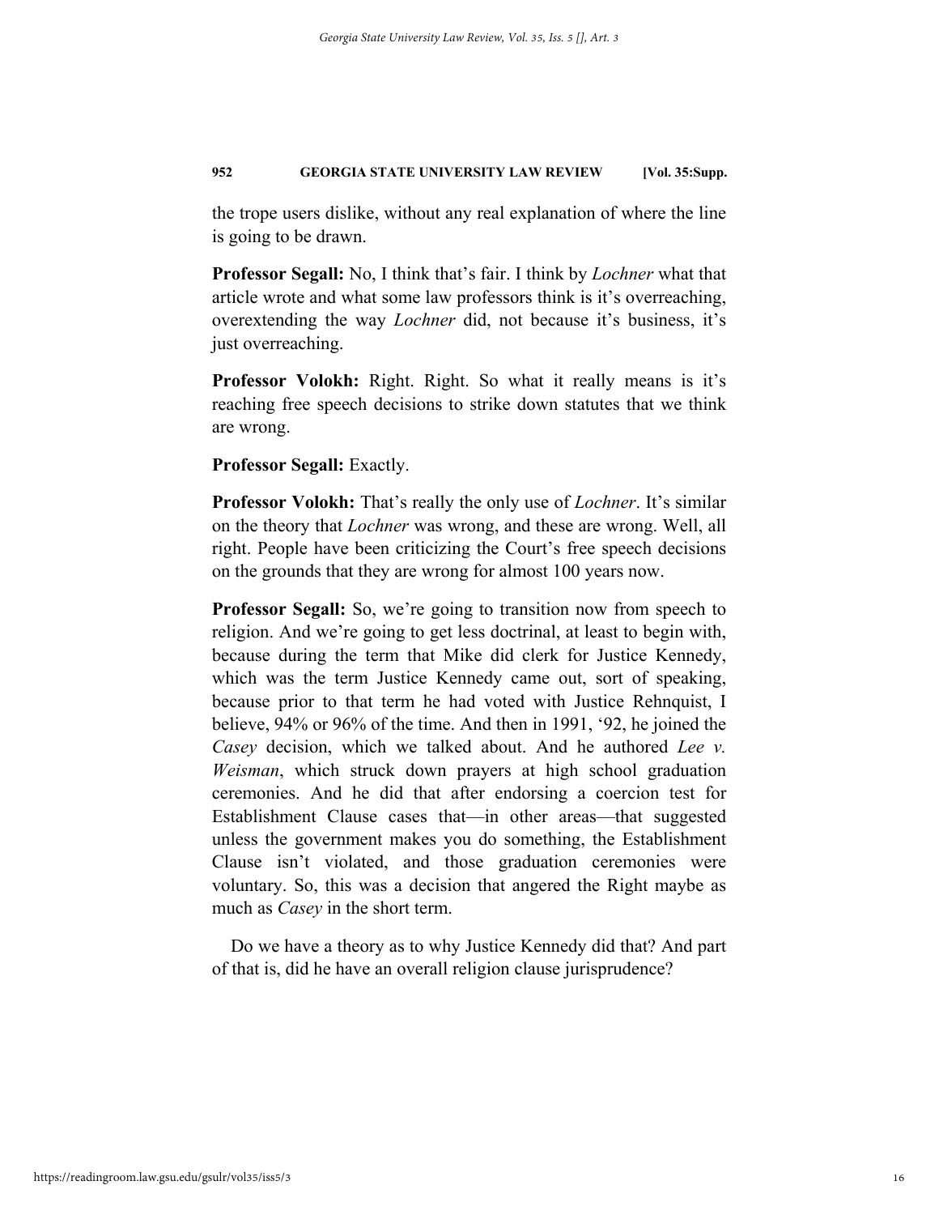the trope users dislike, without any real explanation of where the line is going to be drawn.

**Professor Segall:** No, I think that's fair. I think by *Lochner* what that article wrote and what some law professors think is it's overreaching, overextending the way *Lochner* did, not because it's business, it's just overreaching.

**Professor Volokh:** Right. Right. So what it really means is it's reaching free speech decisions to strike down statutes that we think are wrong.

**Professor Segall:** Exactly.

**Professor Volokh:** That's really the only use of *Lochner*. It's similar on the theory that *Lochner* was wrong, and these are wrong. Well, all right. People have been criticizing the Court's free speech decisions on the grounds that they are wrong for almost 100 years now.

**Professor Segall:** So, we're going to transition now from speech to religion. And we're going to get less doctrinal, at least to begin with, because during the term that Mike did clerk for Justice Kennedy, which was the term Justice Kennedy came out, sort of speaking, because prior to that term he had voted with Justice Rehnquist, I believe, 94% or 96% of the time. And then in 1991, '92, he joined the *Casey* decision, which we talked about. And he authored *Lee v. Weisman*, which struck down prayers at high school graduation ceremonies. And he did that after endorsing a coercion test for Establishment Clause cases that—in other areas—that suggested unless the government makes you do something, the Establishment Clause isn't violated, and those graduation ceremonies were voluntary. So, this was a decision that angered the Right maybe as much as *Casey* in the short term.

Do we have a theory as to why Justice Kennedy did that? And part of that is, did he have an overall religion clause jurisprudence?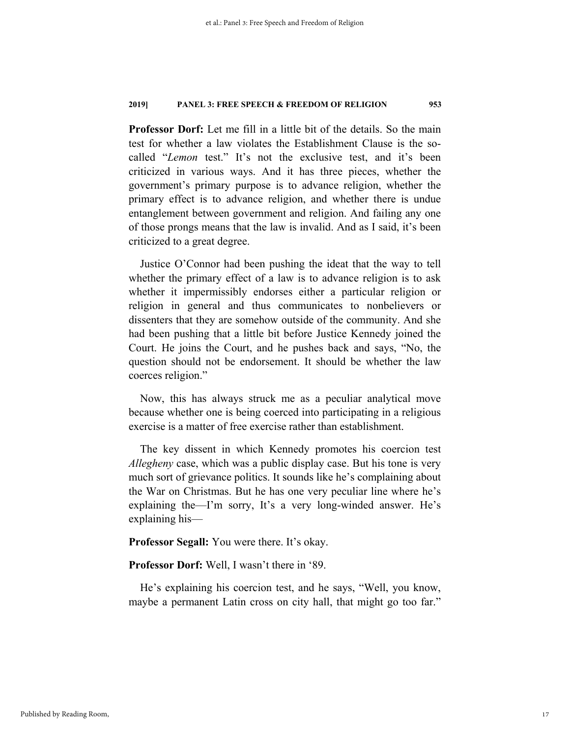**Professor Dorf:** Let me fill in a little bit of the details. So the main test for whether a law violates the Establishment Clause is the so-called "*Lemon* test." It's not the exclusive test, and it's been criticized in various ways. And it has three pieces, whether the government's primary purpose is to advance religion, whether the primary effect is to advance religion, and whether there is undue entanglement between government and religion. And failing any one of those prongs means that the law is invalid. And as I said, it's been criticized to a great degree.

Justice O'Connor had been pushing the ideat that the way to tell whether the primary effect of a law is to advance religion is to ask whether it impermissibly endorses either a particular religion or religion in general and thus communicates to nonbelievers or dissenters that they are somehow outside of the community. And she had been pushing that a little bit before Justice Kennedy joined the Court. He joins the Court, and he pushes back and says, "No, the question should not be endorsement. It should be whether the law coerces religion."

Now, this has always struck me as a peculiar analytical move because whether one is being coerced into participating in a religious exercise is a matter of free exercise rather than establishment.

The key dissent in which Kennedy promotes his coercion test *Allegheny* case, which was a public display case. But his tone is very much sort of grievance politics. It sounds like he's complaining about the War on Christmas. But he has one very peculiar line where he's explaining the—I'm sorry, It's a very long-winded answer. He's explaining his—

**Professor Segall:** You were there. It's okay.

**Professor Dorf:** Well, I wasn't there in '89.

He's explaining his coercion test, and he says, "Well, you know, maybe a permanent Latin cross on city hall, that might go too far."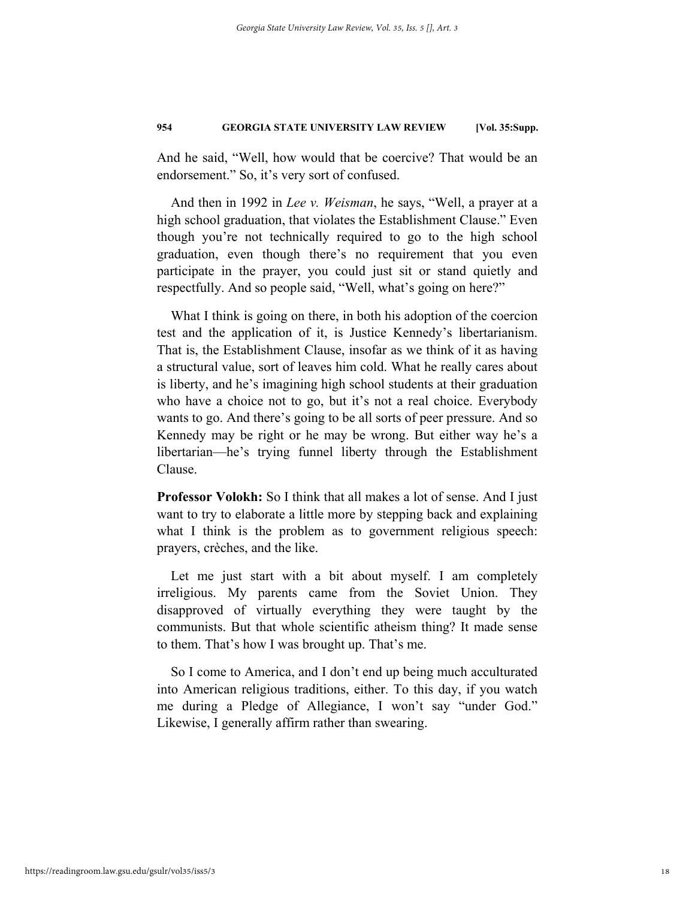And he said, "Well, how would that be coercive? That would be an endorsement." So, it's very sort of confused.

And then in 1992 in *Lee v. Weisman*, he says, "Well, a prayer at a high school graduation, that violates the Establishment Clause." Even though you're not technically required to go to the high school graduation, even though there's no requirement that you even participate in the prayer, you could just sit or stand quietly and respectfully. And so people said, "Well, what's going on here?"

What I think is going on there, in both his adoption of the coercion test and the application of it, is Justice Kennedy's libertarianism. That is, the Establishment Clause, insofar as we think of it as having a structural value, sort of leaves him cold. What he really cares about is liberty, and he's imagining high school students at their graduation who have a choice not to go, but it's not a real choice. Everybody wants to go. And there's going to be all sorts of peer pressure. And so Kennedy may be right or he may be wrong. But either way he's a libertarian—he's trying funnel liberty through the Establishment Clause.

**Professor Volokh:** So I think that all makes a lot of sense. And I just want to try to elaborate a little more by stepping back and explaining what I think is the problem as to government religious speech: prayers, crèches, and the like.

Let me just start with a bit about myself. I am completely irreligious. My parents came from the Soviet Union. They disapproved of virtually everything they were taught by the communists. But that whole scientific atheism thing? It made sense to them. That's how I was brought up. That's me.

So I come to America, and I don't end up being much acculturated into American religious traditions, either. To this day, if you watch me during a Pledge of Allegiance, I won't say "under God." Likewise, I generally affirm rather than swearing.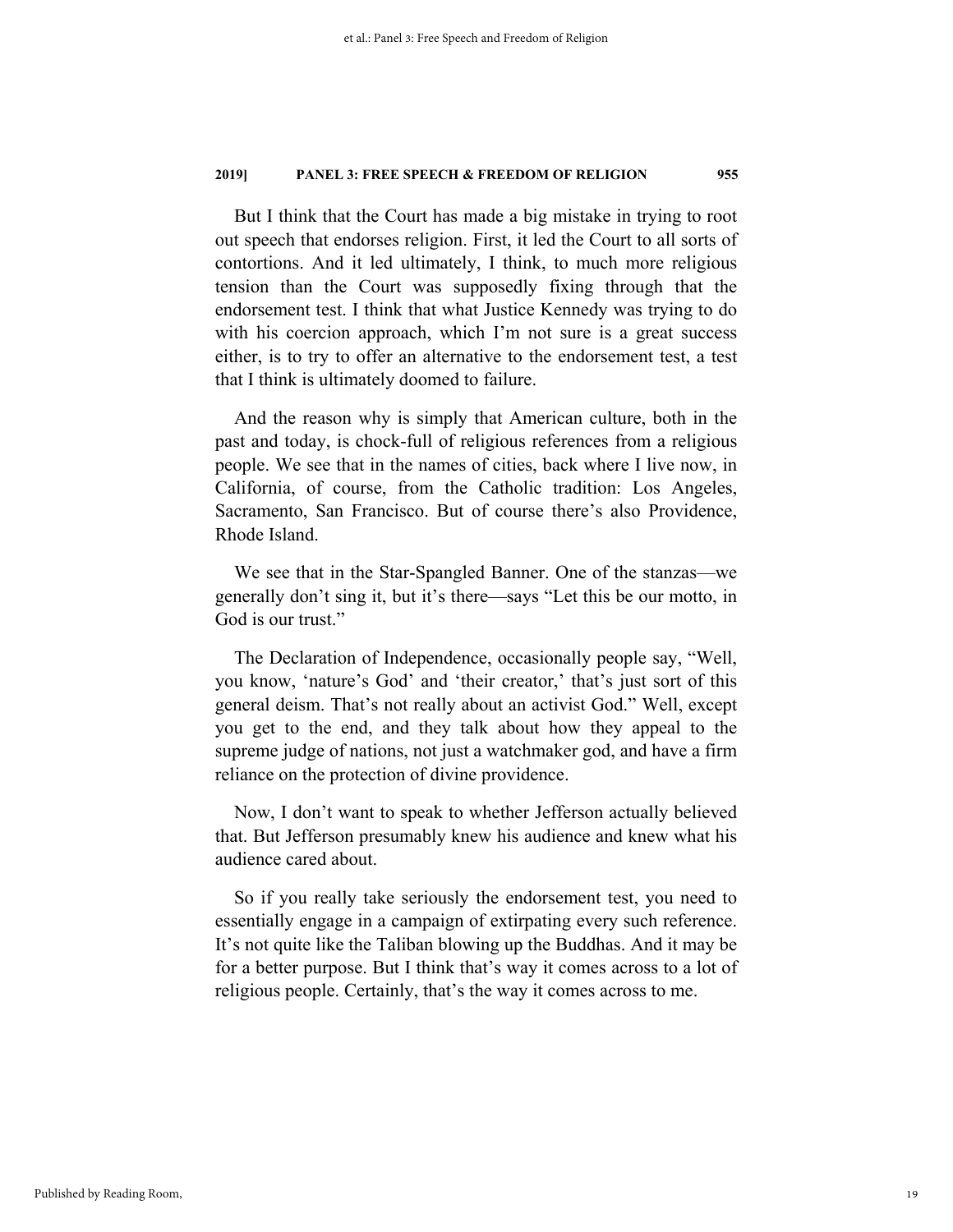But I think that the Court has made a big mistake in trying to root out speech that endorses religion. First, it led the Court to all sorts of contortions. And it led ultimately, I think, to much more religious tension than the Court was supposedly fixing through that the endorsement test. I think that what Justice Kennedy was trying to do with his coercion approach, which I'm not sure is a great success either, is to try to offer an alternative to the endorsement test, a test that I think is ultimately doomed to failure.

And the reason why is simply that American culture, both in the past and today, is chock-full of religious references from a religious people. We see that in the names of cities, back where I live now, in California, of course, from the Catholic tradition: Los Angeles, Sacramento, San Francisco. But of course there's also Providence, Rhode Island.

We see that in the Star-Spangled Banner. One of the stanzas—we generally don't sing it, but it's there—says "Let this be our motto, in God is our trust."

The Declaration of Independence, occasionally people say, "Well, you know, 'nature's God' and 'their creator,' that's just sort of this general deism. That's not really about an activist God." Well, except you get to the end, and they talk about how they appeal to the supreme judge of nations, not just a watchmaker god, and have a firm reliance on the protection of divine providence.

Now, I don't want to speak to whether Jefferson actually believed that. But Jefferson presumably knew his audience and knew what his audience cared about.

So if you really take seriously the endorsement test, you need to essentially engage in a campaign of extirpating every such reference. It's not quite like the Taliban blowing up the Buddhas. And it may be for a better purpose. But I think that's way it comes across to a lot of religious people. Certainly, that's the way it comes across to me.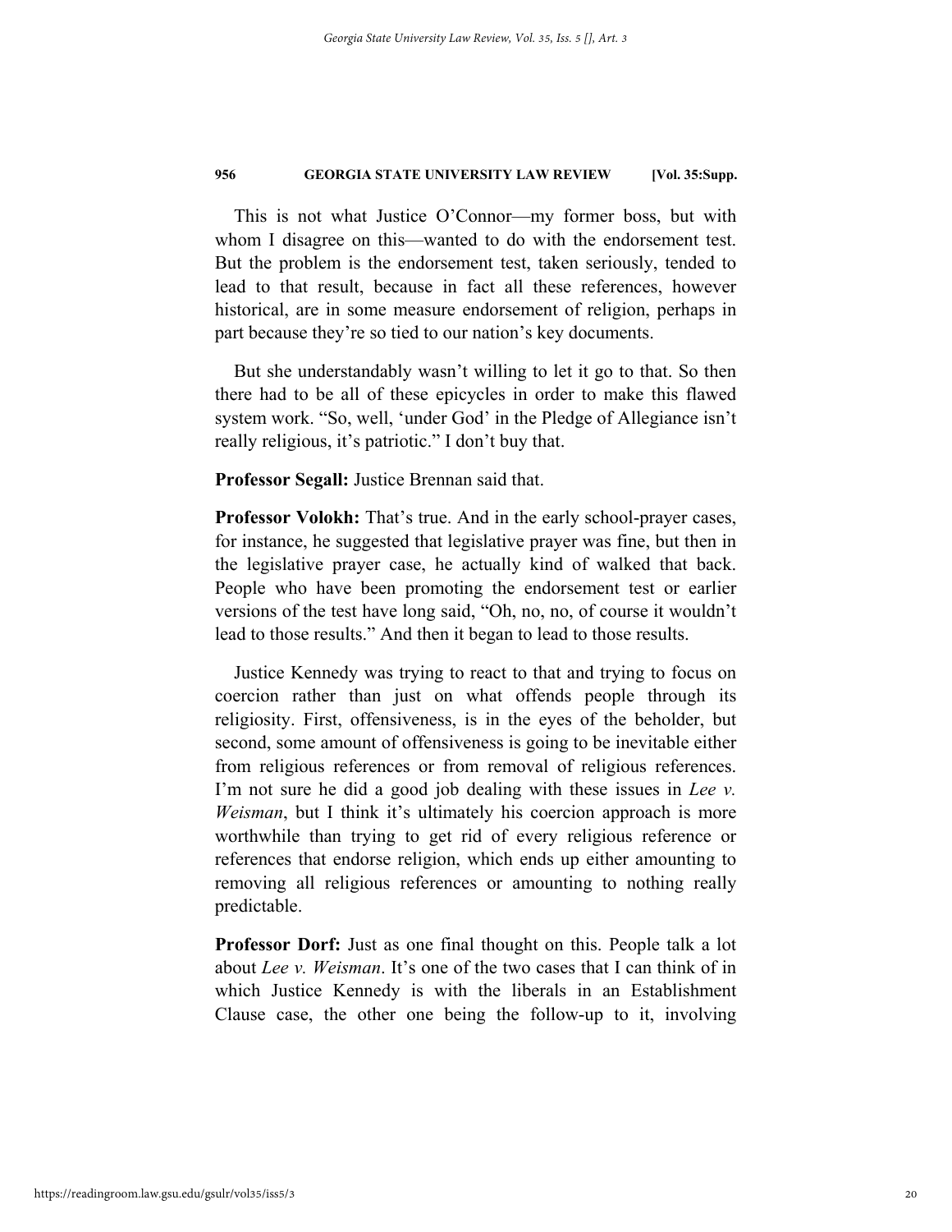This is not what Justice O'Connor—my former boss, but with whom I disagree on this—wanted to do with the endorsement test. But the problem is the endorsement test, taken seriously, tended to lead to that result, because in fact all these references, however historical, are in some measure endorsement of religion, perhaps in part because they're so tied to our nation's key documents.

But she understandably wasn't willing to let it go to that. So then there had to be all of these epicycles in order to make this flawed system work. "So, well, 'under God' in the Pledge of Allegiance isn't really religious, it's patriotic." I don't buy that.

**Professor Segall:** Justice Brennan said that.

**Professor Volokh:** That's true. And in the early school-prayer cases, for instance, he suggested that legislative prayer was fine, but then in the legislative prayer case, he actually kind of walked that back. People who have been promoting the endorsement test or earlier versions of the test have long said, "Oh, no, no, of course it wouldn't lead to those results." And then it began to lead to those results.

Justice Kennedy was trying to react to that and trying to focus on coercion rather than just on what offends people through its religiosity. First, offensiveness, is in the eyes of the beholder, but second, some amount of offensiveness is going to be inevitable either from religious references or from removal of religious references. I'm not sure he did a good job dealing with these issues in *Lee v. Weisman*, but I think it's ultimately his coercion approach is more worthwhile than trying to get rid of every religious reference or references that endorse religion, which ends up either amounting to removing all religious references or amounting to nothing really predictable.

**Professor Dorf:** Just as one final thought on this. People talk a lot about *Lee v. Weisman*. It's one of the two cases that I can think of in which Justice Kennedy is with the liberals in an Establishment Clause case, the other one being the follow-up to it, involving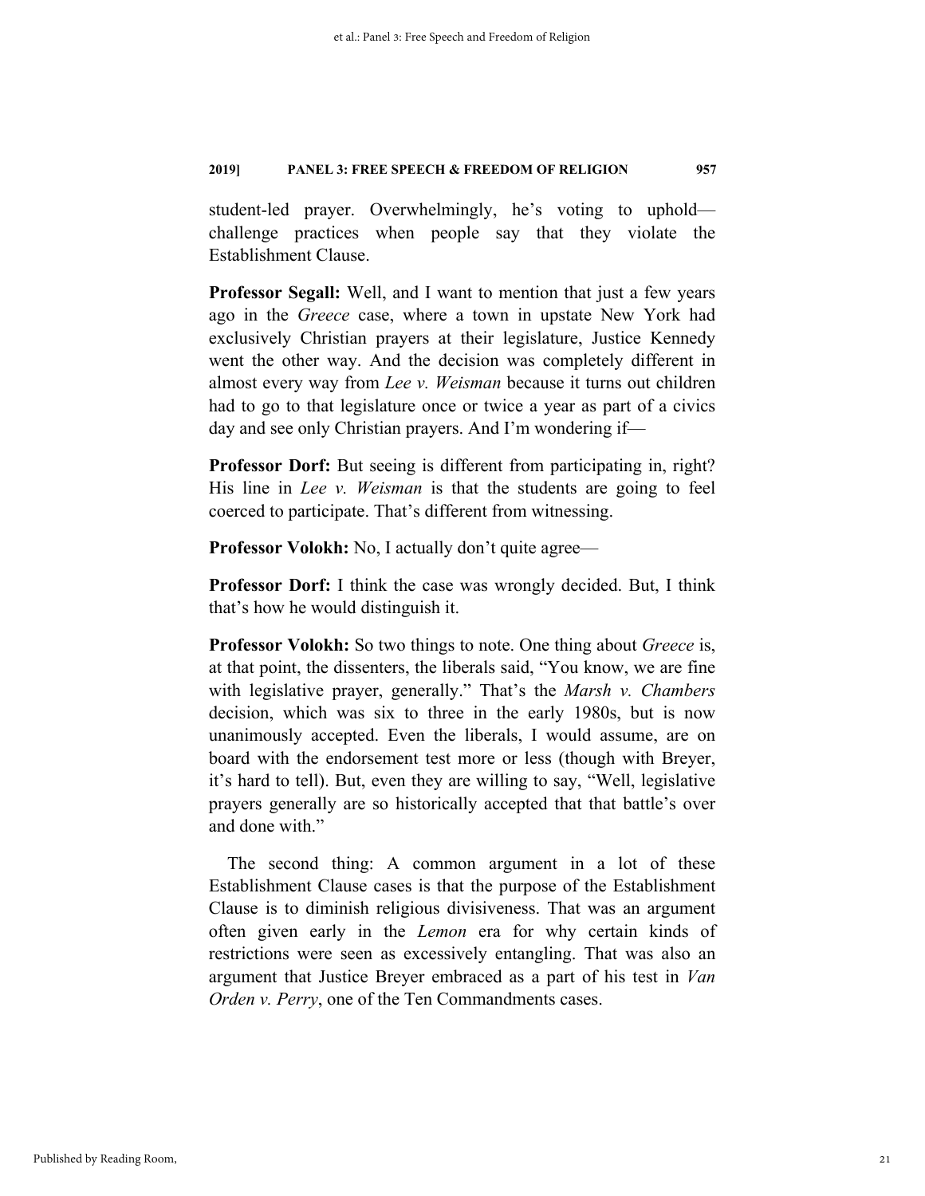student-led prayer. Overwhelmingly, he's voting to uphold—challenge practices when people say that they violate the Establishment Clause.

**Professor Segall:** Well, and I want to mention that just a few years ago in the *Greece* case, where a town in upstate New York had exclusively Christian prayers at their legislature, Justice Kennedy went the other way. And the decision was completely different in almost every way from *Lee v. Weisman* because it turns out children had to go to that legislature once or twice a year as part of a civics day and see only Christian prayers. And I'm wondering if—

**Professor Dorf:** But seeing is different from participating in, right? His line in *Lee v. Weisman* is that the students are going to feel coerced to participate. That's different from witnessing.

**Professor Volokh:** No, I actually don't quite agree—

**Professor Dorf:** I think the case was wrongly decided. But, I think that's how he would distinguish it.

**Professor Volokh:** So two things to note. One thing about *Greece* is, at that point, the dissenters, the liberals said, "You know, we are fine with legislative prayer, generally." That's the *Marsh v. Chambers* decision, which was six to three in the early 1980s, but is now unanimously accepted. Even the liberals, I would assume, are on board with the endorsement test more or less (though with Breyer, it's hard to tell). But, even they are willing to say, "Well, legislative prayers generally are so historically accepted that that battle's over and done with."

The second thing: A common argument in a lot of these Establishment Clause cases is that the purpose of the Establishment Clause is to diminish religious divisiveness. That was an argument often given early in the *Lemon* era for why certain kinds of restrictions were seen as excessively entangling. That was also an argument that Justice Breyer embraced as a part of his test in *Van Orden v. Perry*, one of the Ten Commandments cases.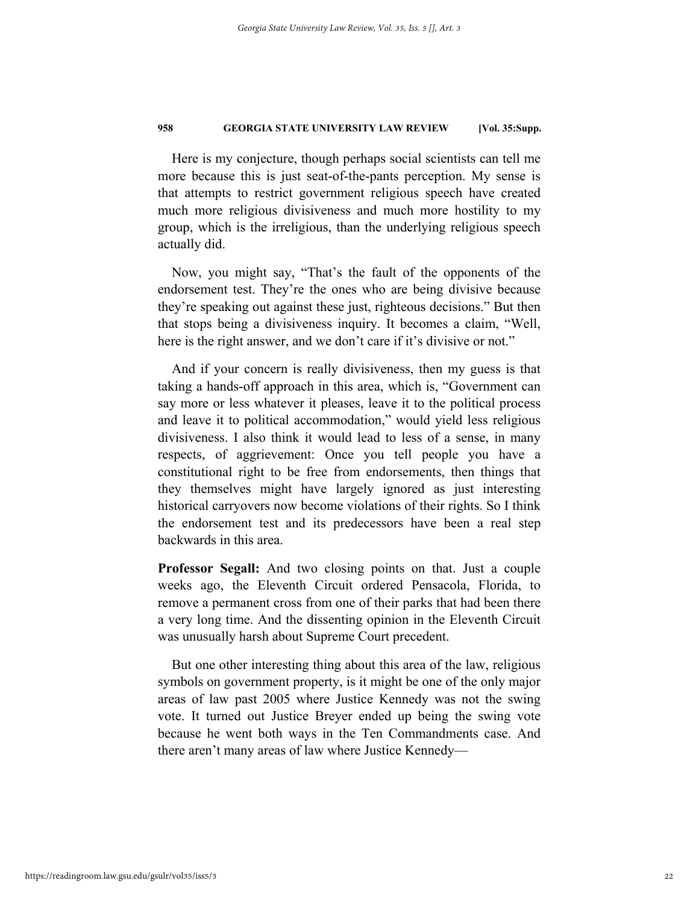Here is my conjecture, though perhaps social scientists can tell me more because this is just seat-of-the-pants perception. My sense is that attempts to restrict government religious speech have created much more religious divisiveness and much more hostility to my group, which is the irreligious, than the underlying religious speech actually did.

Now, you might say, "That's the fault of the opponents of the endorsement test. They're the ones who are being divisive because they're speaking out against these just, righteous decisions." But then that stops being a divisiveness inquiry. It becomes a claim, "Well, here is the right answer, and we don't care if it's divisive or not."

And if your concern is really divisiveness, then my guess is that taking a hands-off approach in this area, which is, "Government can say more or less whatever it pleases, leave it to the political process and leave it to political accommodation," would yield less religious divisiveness. I also think it would lead to less of a sense, in many respects, of aggrievement: Once you tell people you have a constitutional right to be free from endorsements, then things that they themselves might have largely ignored as just interesting historical carryovers now become violations of their rights. So I think the endorsement test and its predecessors have been a real step backwards in this area.

**Professor Segall:** And two closing points on that. Just a couple weeks ago, the Eleventh Circuit ordered Pensacola, Florida, to remove a permanent cross from one of their parks that had been there a very long time. And the dissenting opinion in the Eleventh Circuit was unusually harsh about Supreme Court precedent.

But one other interesting thing about this area of the law, religious symbols on government property, is it might be one of the only major areas of law past 2005 where Justice Kennedy was not the swing vote. It turned out Justice Breyer ended up being the swing vote because he went both ways in the Ten Commandments case. And there aren't many areas of law where Justice Kennedy—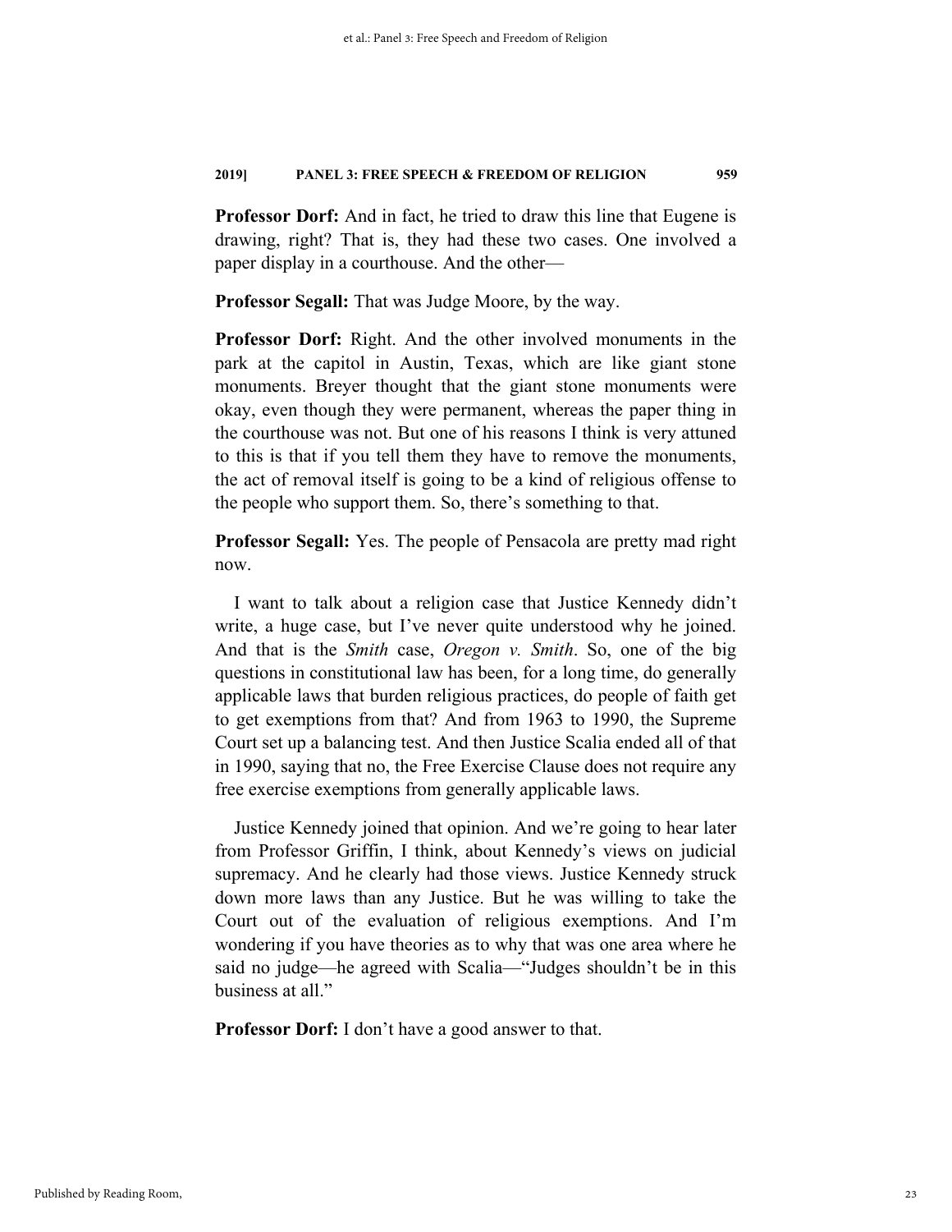**Professor Dorf:** And in fact, he tried to draw this line that Eugene is drawing, right? That is, they had these two cases. One involved a paper display in a courthouse. And the other—

**Professor Segall:** That was Judge Moore, by the way.

**Professor Dorf:** Right. And the other involved monuments in the park at the capitol in Austin, Texas, which are like giant stone monuments. Breyer thought that the giant stone monuments were okay, even though they were permanent, whereas the paper thing in the courthouse was not. But one of his reasons I think is very attuned to this is that if you tell them they have to remove the monuments, the act of removal itself is going to be a kind of religious offense to the people who support them. So, there's something to that.

**Professor Segall:** Yes. The people of Pensacola are pretty mad right now.

I want to talk about a religion case that Justice Kennedy didn't write, a huge case, but I've never quite understood why he joined. And that is the *Smith* case, *Oregon v. Smith*. So, one of the big questions in constitutional law has been, for a long time, do generally applicable laws that burden religious practices, do people of faith get to get exemptions from that? And from 1963 to 1990, the Supreme Court set up a balancing test. And then Justice Scalia ended all of that in 1990, saying that no, the Free Exercise Clause does not require any free exercise exemptions from generally applicable laws.

Justice Kennedy joined that opinion. And we're going to hear later from Professor Griffin, I think, about Kennedy's views on judicial supremacy. And he clearly had those views. Justice Kennedy struck down more laws than any Justice. But he was willing to take the Court out of the evaluation of religious exemptions. And I'm wondering if you have theories as to why that was one area where he said no judge—he agreed with Scalia—"Judges shouldn't be in this business at all."

**Professor Dorf:** I don't have a good answer to that.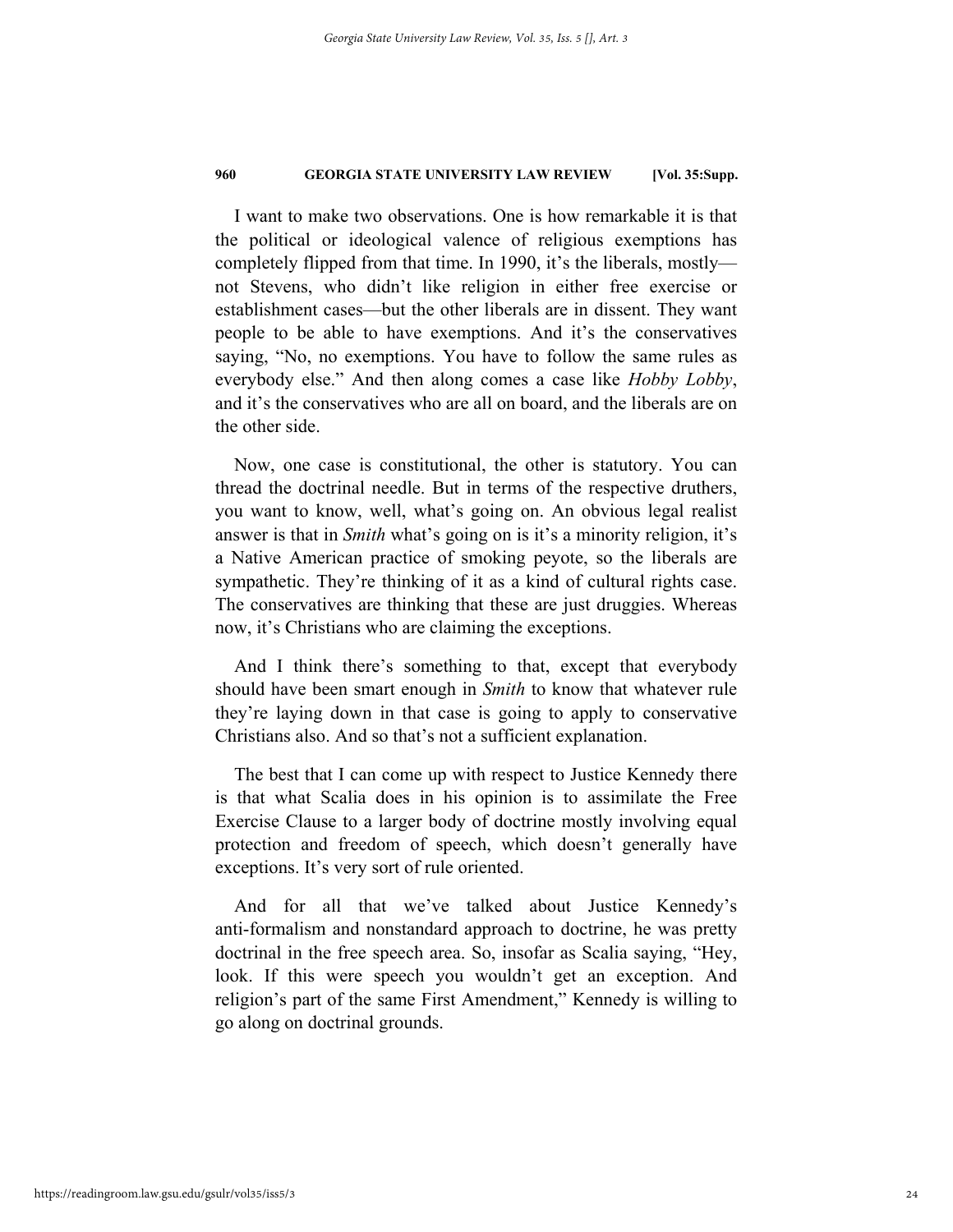I want to make two observations. One is how remarkable it is that the political or ideological valence of religious exemptions has completely flipped from that time. In 1990, it's the liberals, mostly—not Stevens, who didn't like religion in either free exercise or establishment cases—but the other liberals are in dissent. They want people to be able to have exemptions. And it's the conservatives saying, "No, no exemptions. You have to follow the same rules as everybody else." And then along comes a case like *Hobby Lobby*, and it's the conservatives who are all on board, and the liberals are on the other side.

Now, one case is constitutional, the other is statutory. You can thread the doctrinal needle. But in terms of the respective druthers, you want to know, well, what's going on. An obvious legal realist answer is that in *Smith* what's going on is it's a minority religion, it's a Native American practice of smoking peyote, so the liberals are sympathetic. They're thinking of it as a kind of cultural rights case. The conservatives are thinking that these are just druggies. Whereas now, it's Christians who are claiming the exceptions.

And I think there's something to that, except that everybody should have been smart enough in *Smith* to know that whatever rule they're laying down in that case is going to apply to conservative Christians also. And so that's not a sufficient explanation.

The best that I can come up with respect to Justice Kennedy there is that what Scalia does in his opinion is to assimilate the Free Exercise Clause to a larger body of doctrine mostly involving equal protection and freedom of speech, which doesn't generally have exceptions. It's very sort of rule oriented.

And for all that we've talked about Justice Kennedy's anti-formalism and nonstandard approach to doctrine, he was pretty doctrinal in the free speech area. So, insofar as Scalia saying, "Hey, look. If this were speech you wouldn't get an exception. And religion's part of the same First Amendment," Kennedy is willing to go along on doctrinal grounds.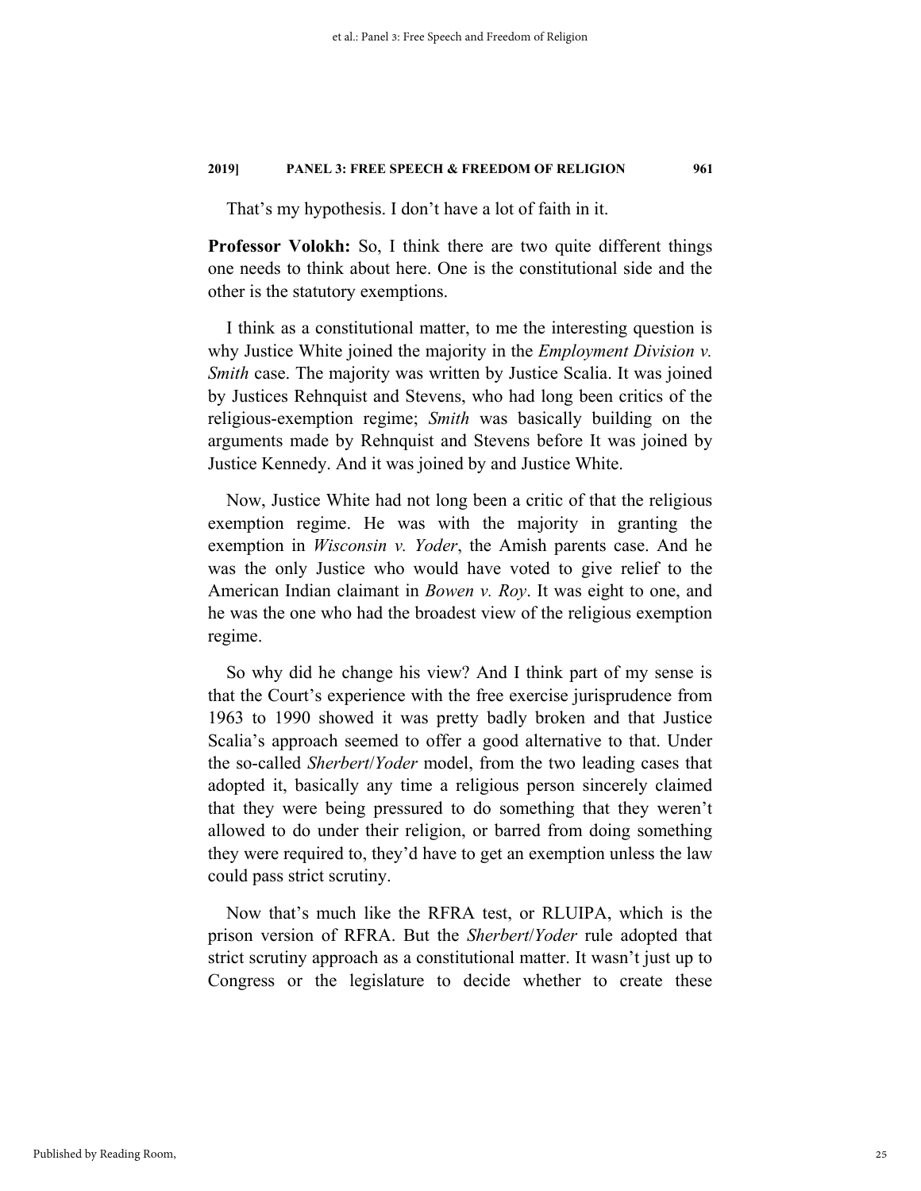That's my hypothesis. I don't have a lot of faith in it.

**Professor Volokh:** So, I think there are two quite different things one needs to think about here. One is the constitutional side and the other is the statutory exemptions.

I think as a constitutional matter, to me the interesting question is why Justice White joined the majority in the *Employment Division v. Smith* case. The majority was written by Justice Scalia. It was joined by Justices Rehnquist and Stevens, who had long been critics of the religious-exemption regime; *Smith* was basically building on the arguments made by Rehnquist and Stevens before It was joined by Justice Kennedy. And it was joined by and Justice White.

Now, Justice White had not long been a critic of that the religious exemption regime. He was with the majority in granting the exemption in *Wisconsin v. Yoder*, the Amish parents case. And he was the only Justice who would have voted to give relief to the American Indian claimant in *Bowen v. Roy*. It was eight to one, and he was the one who had the broadest view of the religious exemption regime.

So why did he change his view? And I think part of my sense is that the Court's experience with the free exercise jurisprudence from 1963 to 1990 showed it was pretty badly broken and that Justice Scalia's approach seemed to offer a good alternative to that. Under the so-called *Sherbert*/*Yoder* model, from the two leading cases that adopted it, basically any time a religious person sincerely claimed that they were being pressured to do something that they weren't allowed to do under their religion, or barred from doing something they were required to, they'd have to get an exemption unless the law could pass strict scrutiny.

Now that's much like the RFRA test, or RLUIPA, which is the prison version of RFRA. But the *Sherbert*/*Yoder* rule adopted that strict scrutiny approach as a constitutional matter. It wasn't just up to Congress or the legislature to decide whether to create these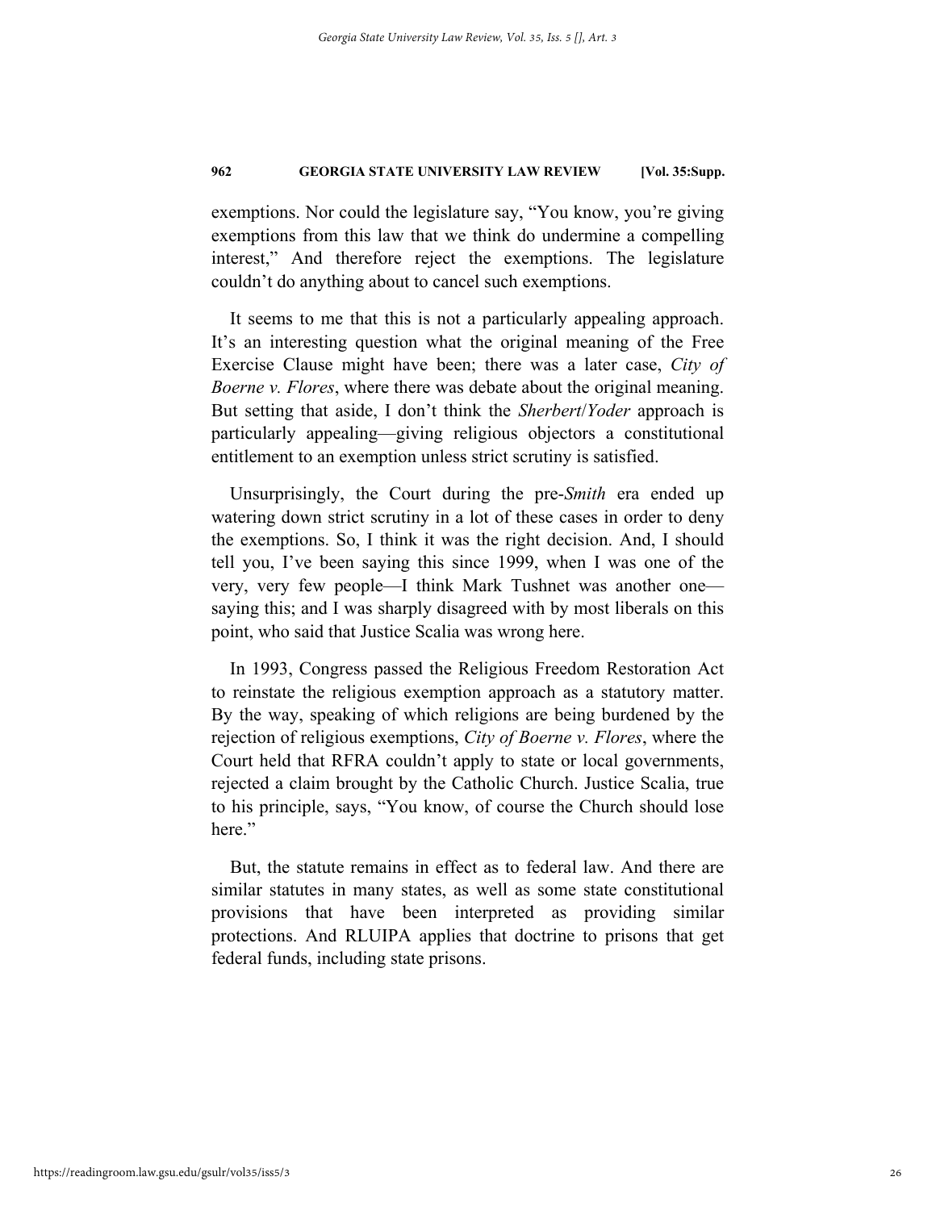exemptions. Nor could the legislature say, "You know, you're giving exemptions from this law that we think do undermine a compelling interest," And therefore reject the exemptions. The legislature couldn't do anything about to cancel such exemptions.

It seems to me that this is not a particularly appealing approach. It's an interesting question what the original meaning of the Free Exercise Clause might have been; there was a later case, *City of Boerne v. Flores*, where there was debate about the original meaning. But setting that aside, I don't think the *Sherbert*/*Yoder* approach is particularly appealing—giving religious objectors a constitutional entitlement to an exemption unless strict scrutiny is satisfied.

Unsurprisingly, the Court during the pre-*Smith* era ended up watering down strict scrutiny in a lot of these cases in order to deny the exemptions. So, I think it was the right decision. And, I should tell you, I've been saying this since 1999, when I was one of the very, very few people—I think Mark Tushnet was another one—saying this; and I was sharply disagreed with by most liberals on this point, who said that Justice Scalia was wrong here.

In 1993, Congress passed the Religious Freedom Restoration Act to reinstate the religious exemption approach as a statutory matter. By the way, speaking of which religions are being burdened by the rejection of religious exemptions, *City of Boerne v. Flores*, where the Court held that RFRA couldn't apply to state or local governments, rejected a claim brought by the Catholic Church. Justice Scalia, true to his principle, says, "You know, of course the Church should lose here."

But, the statute remains in effect as to federal law. And there are similar statutes in many states, as well as some state constitutional provisions that have been interpreted as providing similar protections. And RLUIPA applies that doctrine to prisons that get federal funds, including state prisons.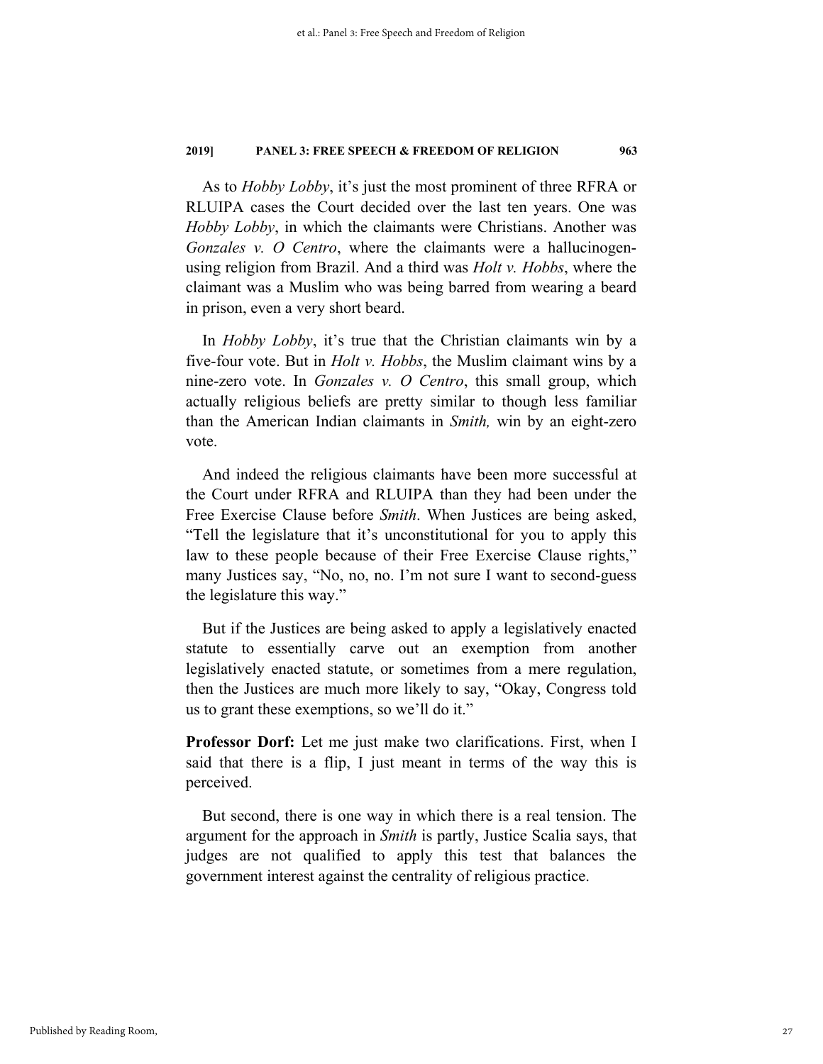As to *Hobby Lobby*, it's just the most prominent of three RFRA or RLUIPA cases the Court decided over the last ten years. One was *Hobby Lobby*, in which the claimants were Christians. Another was *Gonzales v. O Centro*, where the claimants were a hallucinogen-using religion from Brazil. And a third was *Holt v. Hobbs*, where the claimant was a Muslim who was being barred from wearing a beard in prison, even a very short beard.

In *Hobby Lobby*, it's true that the Christian claimants win by a five-four vote. But in *Holt v. Hobbs*, the Muslim claimant wins by a nine-zero vote. In *Gonzales v. O Centro*, this small group, which actually religious beliefs are pretty similar to though less familiar than the American Indian claimants in *Smith,* win by an eight-zero vote.

And indeed the religious claimants have been more successful at the Court under RFRA and RLUIPA than they had been under the Free Exercise Clause before *Smith*. When Justices are being asked, "Tell the legislature that it's unconstitutional for you to apply this law to these people because of their Free Exercise Clause rights," many Justices say, "No, no, no. I'm not sure I want to second-guess the legislature this way."

But if the Justices are being asked to apply a legislatively enacted statute to essentially carve out an exemption from another legislatively enacted statute, or sometimes from a mere regulation, then the Justices are much more likely to say, "Okay, Congress told us to grant these exemptions, so we'll do it."

**Professor Dorf:** Let me just make two clarifications. First, when I said that there is a flip, I just meant in terms of the way this is perceived.

But second, there is one way in which there is a real tension. The argument for the approach in *Smith* is partly, Justice Scalia says, that judges are not qualified to apply this test that balances the government interest against the centrality of religious practice.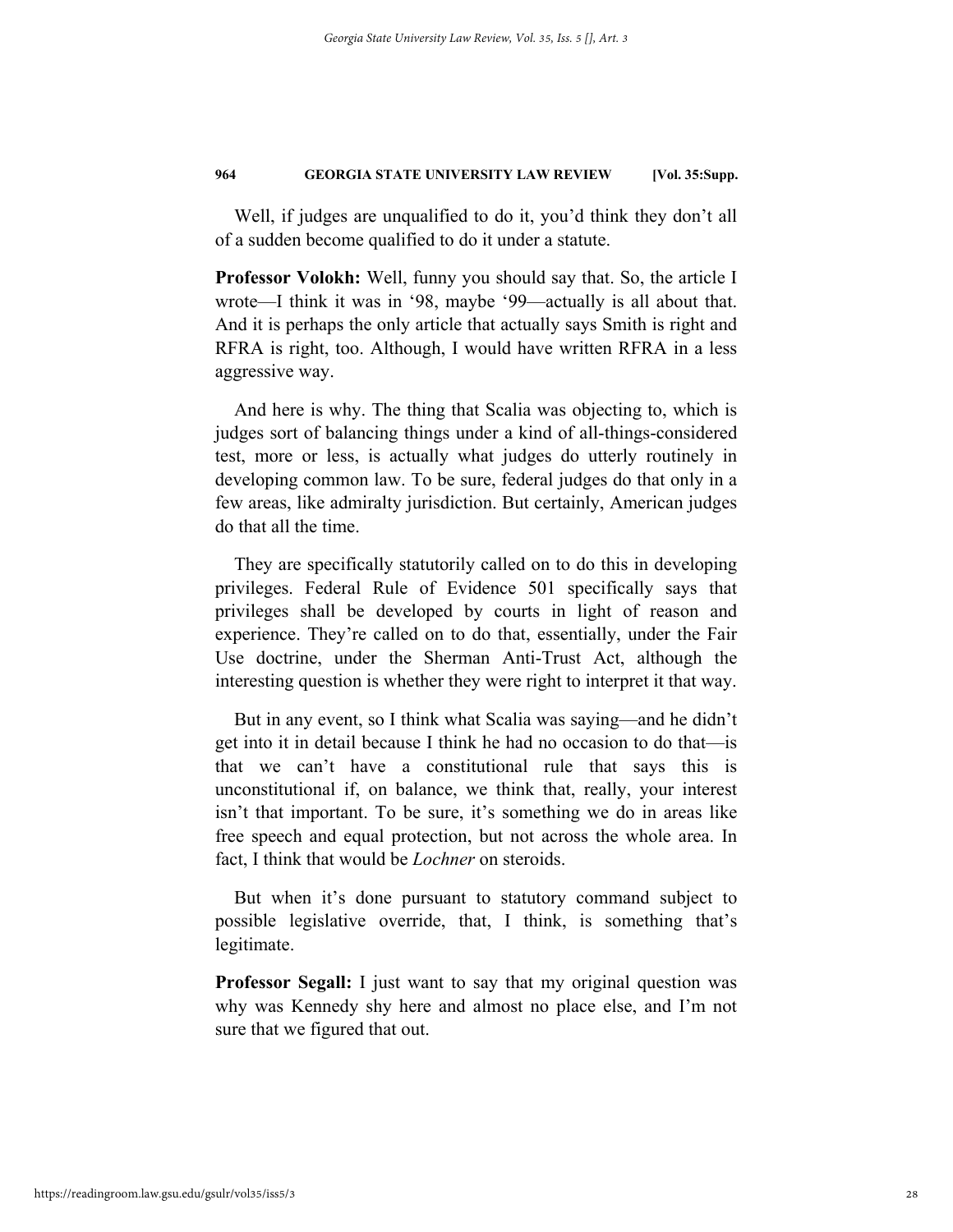Well, if judges are unqualified to do it, you'd think they don't all of a sudden become qualified to do it under a statute.

**Professor Volokh:** Well, funny you should say that. So, the article I wrote—I think it was in '98, maybe '99—actually is all about that. And it is perhaps the only article that actually says Smith is right and RFRA is right, too. Although, I would have written RFRA in a less aggressive way.

And here is why. The thing that Scalia was objecting to, which is judges sort of balancing things under a kind of all-things-considered test, more or less, is actually what judges do utterly routinely in developing common law. To be sure, federal judges do that only in a few areas, like admiralty jurisdiction. But certainly, American judges do that all the time.

They are specifically statutorily called on to do this in developing privileges. Federal Rule of Evidence 501 specifically says that privileges shall be developed by courts in light of reason and experience. They're called on to do that, essentially, under the Fair Use doctrine, under the Sherman Anti-Trust Act, although the interesting question is whether they were right to interpret it that way.

But in any event, so I think what Scalia was saying—and he didn't get into it in detail because I think he had no occasion to do that—is that we can't have a constitutional rule that says this is unconstitutional if, on balance, we think that, really, your interest isn't that important. To be sure, it's something we do in areas like free speech and equal protection, but not across the whole area. In fact, I think that would be *Lochner* on steroids.

But when it's done pursuant to statutory command subject to possible legislative override, that, I think, is something that's legitimate.

**Professor Segall:** I just want to say that my original question was why was Kennedy shy here and almost no place else, and I'm not sure that we figured that out.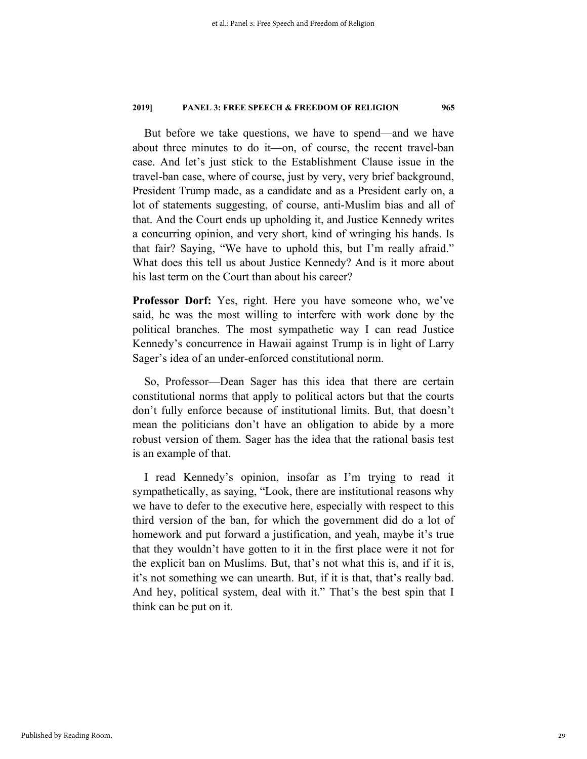But before we take questions, we have to spend—and we have about three minutes to do it—on, of course, the recent travel-ban case. And let's just stick to the Establishment Clause issue in the travel-ban case, where of course, just by very, very brief background, President Trump made, as a candidate and as a President early on, a lot of statements suggesting, of course, anti-Muslim bias and all of that. And the Court ends up upholding it, and Justice Kennedy writes a concurring opinion, and very short, kind of wringing his hands. Is that fair? Saying, "We have to uphold this, but I'm really afraid." What does this tell us about Justice Kennedy? And is it more about his last term on the Court than about his career?

**Professor Dorf:** Yes, right. Here you have someone who, we've said, he was the most willing to interfere with work done by the political branches. The most sympathetic way I can read Justice Kennedy's concurrence in Hawaii against Trump is in light of Larry Sager's idea of an under-enforced constitutional norm.

So, Professor—Dean Sager has this idea that there are certain constitutional norms that apply to political actors but that the courts don't fully enforce because of institutional limits. But, that doesn't mean the politicians don't have an obligation to abide by a more robust version of them. Sager has the idea that the rational basis test is an example of that.

I read Kennedy's opinion, insofar as I'm trying to read it sympathetically, as saying, "Look, there are institutional reasons why we have to defer to the executive here, especially with respect to this third version of the ban, for which the government did do a lot of homework and put forward a justification, and yeah, maybe it's true that they wouldn't have gotten to it in the first place were it not for the explicit ban on Muslims. But, that's not what this is, and if it is, it's not something we can unearth. But, if it is that, that's really bad. And hey, political system, deal with it." That's the best spin that I think can be put on it.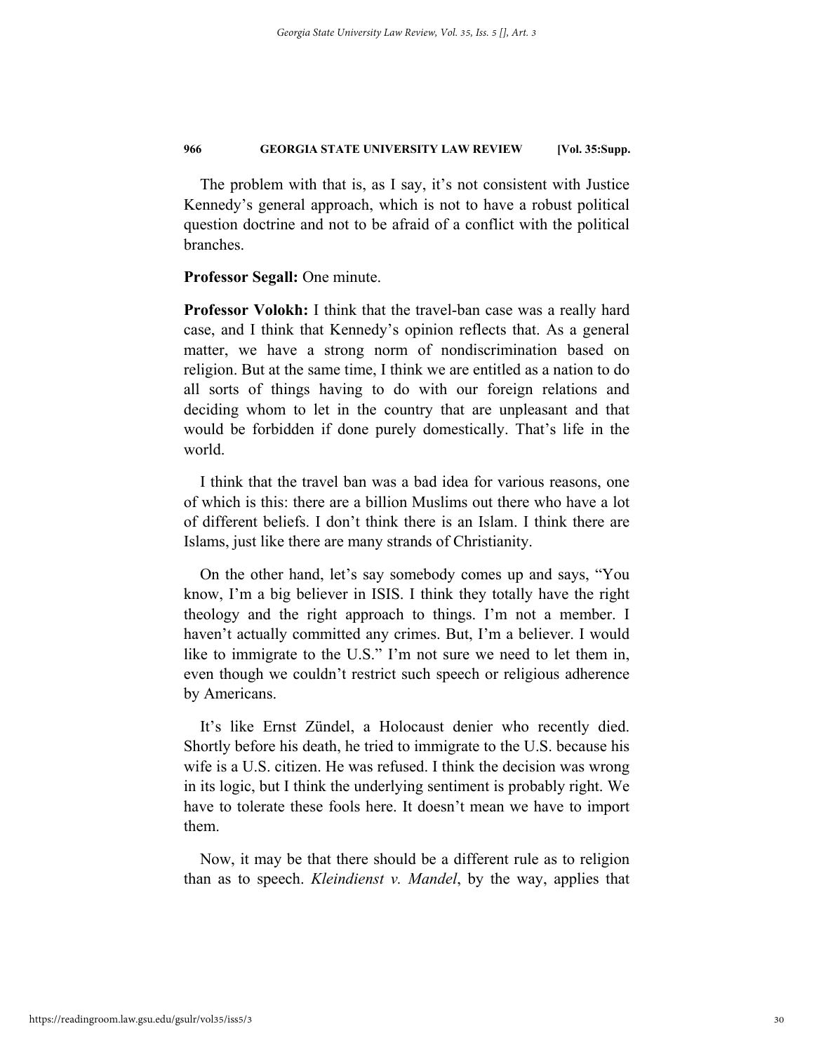The problem with that is, as I say, it's not consistent with Justice Kennedy's general approach, which is not to have a robust political question doctrine and not to be afraid of a conflict with the political branches.

**Professor Segall:** One minute.

**Professor Volokh:** I think that the travel-ban case was a really hard case, and I think that Kennedy's opinion reflects that. As a general matter, we have a strong norm of nondiscrimination based on religion. But at the same time, I think we are entitled as a nation to do all sorts of things having to do with our foreign relations and deciding whom to let in the country that are unpleasant and that would be forbidden if done purely domestically. That's life in the world.

I think that the travel ban was a bad idea for various reasons, one of which is this: there are a billion Muslims out there who have a lot of different beliefs. I don't think there is an Islam. I think there are Islams, just like there are many strands of Christianity.

On the other hand, let's say somebody comes up and says, "You know, I'm a big believer in ISIS. I think they totally have the right theology and the right approach to things. I'm not a member. I haven't actually committed any crimes. But, I'm a believer. I would like to immigrate to the U.S." I'm not sure we need to let them in, even though we couldn't restrict such speech or religious adherence by Americans.

It's like Ernst Zündel, a Holocaust denier who recently died. Shortly before his death, he tried to immigrate to the U.S. because his wife is a U.S. citizen. He was refused. I think the decision was wrong in its logic, but I think the underlying sentiment is probably right. We have to tolerate these fools here. It doesn't mean we have to import them.

Now, it may be that there should be a different rule as to religion than as to speech. *Kleindienst v. Mandel*, by the way, applies that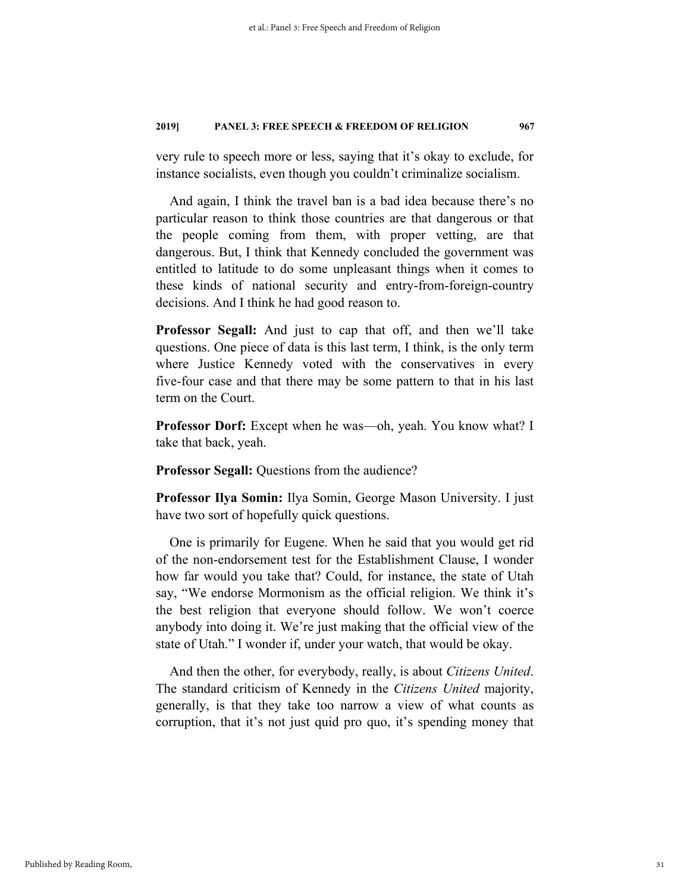very rule to speech more or less, saying that it's okay to exclude, for instance socialists, even though you couldn't criminalize socialism.

And again, I think the travel ban is a bad idea because there's no particular reason to think those countries are that dangerous or that the people coming from them, with proper vetting, are that dangerous. But, I think that Kennedy concluded the government was entitled to latitude to do some unpleasant things when it comes to these kinds of national security and entry-from-foreign-country decisions. And I think he had good reason to.

**Professor Segall:** And just to cap that off, and then we'll take questions. One piece of data is this last term, I think, is the only term where Justice Kennedy voted with the conservatives in every five-four case and that there may be some pattern to that in his last term on the Court.

**Professor Dorf:** Except when he was—oh, yeah. You know what? I take that back, yeah.

**Professor Segall:** Questions from the audience?

**Professor Ilya Somin:** Ilya Somin, George Mason University. I just have two sort of hopefully quick questions.

One is primarily for Eugene. When he said that you would get rid of the non-endorsement test for the Establishment Clause, I wonder how far would you take that? Could, for instance, the state of Utah say, "We endorse Mormonism as the official religion. We think it's the best religion that everyone should follow. We won't coerce anybody into doing it. We're just making that the official view of the state of Utah." I wonder if, under your watch, that would be okay.

And then the other, for everybody, really, is about *Citizens United*. The standard criticism of Kennedy in the *Citizens United* majority, generally, is that they take too narrow a view of what counts as corruption, that it's not just quid pro quo, it's spending money that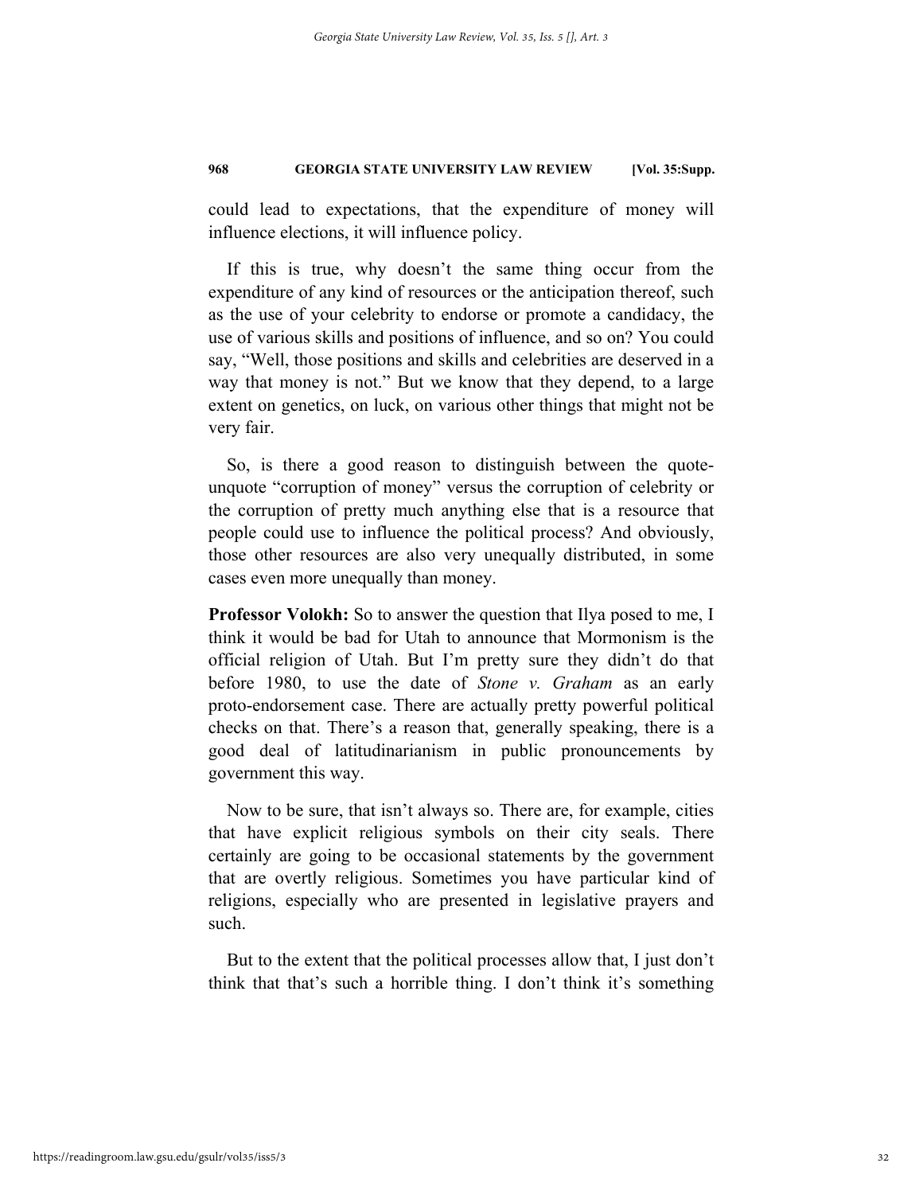could lead to expectations, that the expenditure of money will influence elections, it will influence policy.

If this is true, why doesn't the same thing occur from the expenditure of any kind of resources or the anticipation thereof, such as the use of your celebrity to endorse or promote a candidacy, the use of various skills and positions of influence, and so on? You could say, "Well, those positions and skills and celebrities are deserved in a way that money is not." But we know that they depend, to a large extent on genetics, on luck, on various other things that might not be very fair.

So, is there a good reason to distinguish between the quote-unquote "corruption of money" versus the corruption of celebrity or the corruption of pretty much anything else that is a resource that people could use to influence the political process? And obviously, those other resources are also very unequally distributed, in some cases even more unequally than money.

**Professor Volokh:** So to answer the question that Ilya posed to me, I think it would be bad for Utah to announce that Mormonism is the official religion of Utah. But I'm pretty sure they didn't do that before 1980, to use the date of *Stone v. Graham* as an early proto-endorsement case. There are actually pretty powerful political checks on that. There's a reason that, generally speaking, there is a good deal of latitudinarianism in public pronouncements by government this way.

Now to be sure, that isn't always so. There are, for example, cities that have explicit religious symbols on their city seals. There certainly are going to be occasional statements by the government that are overtly religious. Sometimes you have particular kind of religions, especially who are presented in legislative prayers and such.

But to the extent that the political processes allow that, I just don't think that that's such a horrible thing. I don't think it's something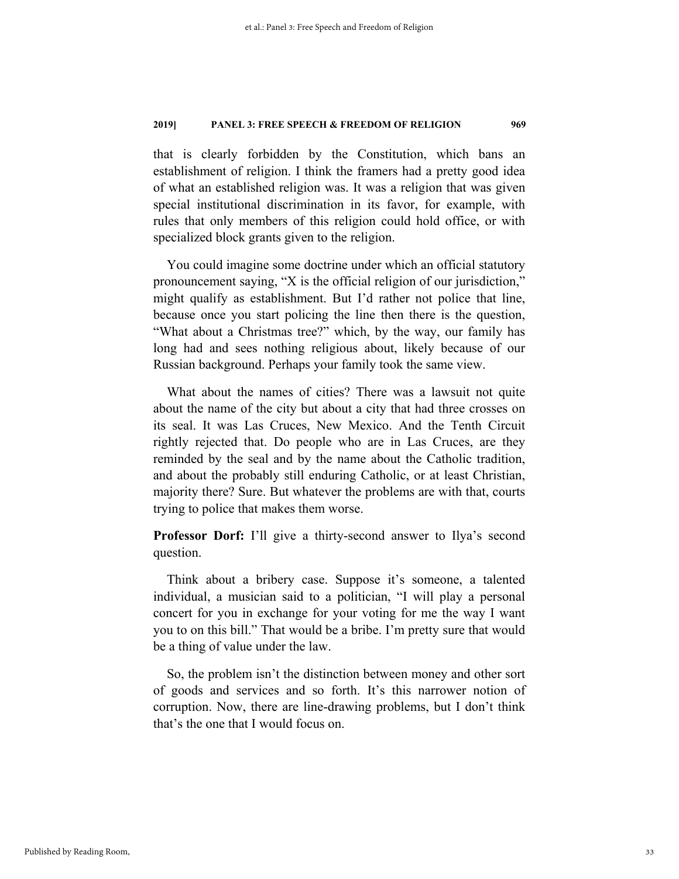that is clearly forbidden by the Constitution, which bans an establishment of religion. I think the framers had a pretty good idea of what an established religion was. It was a religion that was given special institutional discrimination in its favor, for example, with rules that only members of this religion could hold office, or with specialized block grants given to the religion.

You could imagine some doctrine under which an official statutory pronouncement saying, "X is the official religion of our jurisdiction," might qualify as establishment. But I'd rather not police that line, because once you start policing the line then there is the question, "What about a Christmas tree?" which, by the way, our family has long had and sees nothing religious about, likely because of our Russian background. Perhaps your family took the same view.

What about the names of cities? There was a lawsuit not quite about the name of the city but about a city that had three crosses on its seal. It was Las Cruces, New Mexico. And the Tenth Circuit rightly rejected that. Do people who are in Las Cruces, are they reminded by the seal and by the name about the Catholic tradition, and about the probably still enduring Catholic, or at least Christian, majority there? Sure. But whatever the problems are with that, courts trying to police that makes them worse.

**Professor Dorf:** I'll give a thirty-second answer to Ilya's second question.

Think about a bribery case. Suppose it's someone, a talented individual, a musician said to a politician, "I will play a personal concert for you in exchange for your voting for me the way I want you to on this bill." That would be a bribe. I'm pretty sure that would be a thing of value under the law.

So, the problem isn't the distinction between money and other sort of goods and services and so forth. It's this narrower notion of corruption. Now, there are line-drawing problems, but I don't think that's the one that I would focus on.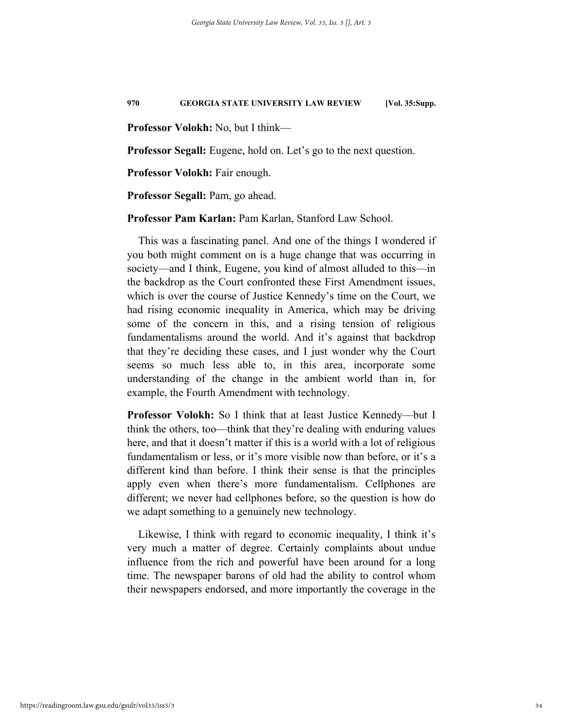**Professor Volokh:** No, but I think—

**Professor Segall:** Eugene, hold on. Let's go to the next question.

**Professor Volokh:** Fair enough.

**Professor Segall:** Pam, go ahead.

**Professor Pam Karlan:** Pam Karlan, Stanford Law School.

This was a fascinating panel. And one of the things I wondered if you both might comment on is a huge change that was occurring in society—and I think, Eugene, you kind of almost alluded to this—in the backdrop as the Court confronted these First Amendment issues, which is over the course of Justice Kennedy's time on the Court, we had rising economic inequality in America, which may be driving some of the concern in this, and a rising tension of religious fundamentalisms around the world. And it's against that backdrop that they're deciding these cases, and I just wonder why the Court seems so much less able to, in this area, incorporate some understanding of the change in the ambient world than in, for example, the Fourth Amendment with technology.

**Professor Volokh:** So I think that at least Justice Kennedy—but I think the others, too—think that they're dealing with enduring values here, and that it doesn't matter if this is a world with a lot of religious fundamentalism or less, or it's more visible now than before, or it's a different kind than before. I think their sense is that the principles apply even when there's more fundamentalism. Cellphones are different; we never had cellphones before, so the question is how do we adapt something to a genuinely new technology.

Likewise, I think with regard to economic inequality, I think it's very much a matter of degree. Certainly complaints about undue influence from the rich and powerful have been around for a long time. The newspaper barons of old had the ability to control whom their newspapers endorsed, and more importantly the coverage in the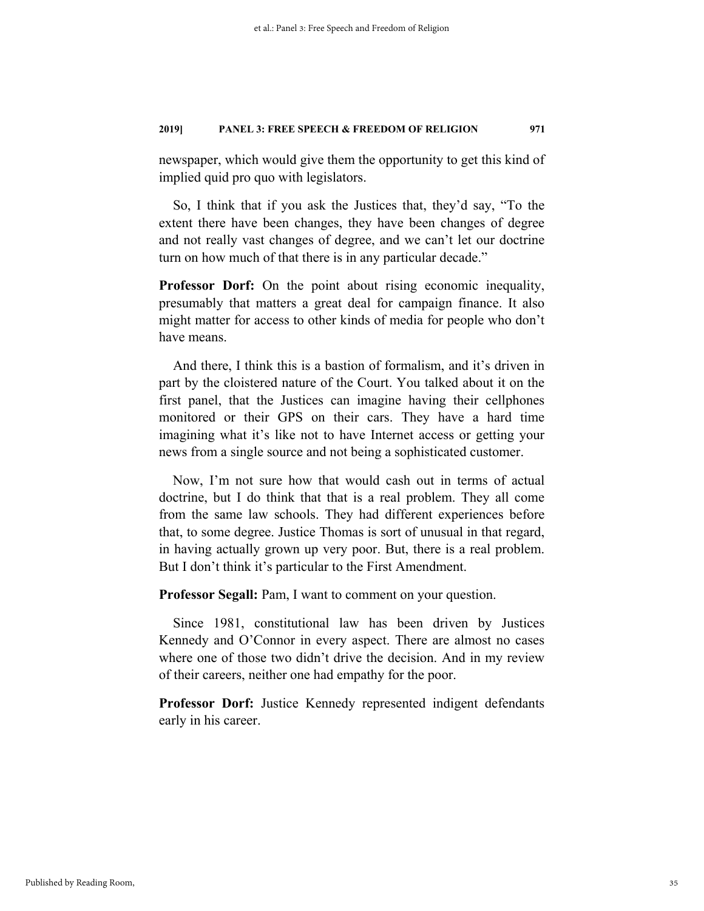newspaper, which would give them the opportunity to get this kind of implied quid pro quo with legislators.

So, I think that if you ask the Justices that, they'd say, "To the extent there have been changes, they have been changes of degree and not really vast changes of degree, and we can't let our doctrine turn on how much of that there is in any particular decade."

**Professor Dorf:** On the point about rising economic inequality, presumably that matters a great deal for campaign finance. It also might matter for access to other kinds of media for people who don't have means.

And there, I think this is a bastion of formalism, and it's driven in part by the cloistered nature of the Court. You talked about it on the first panel, that the Justices can imagine having their cellphones monitored or their GPS on their cars. They have a hard time imagining what it's like not to have Internet access or getting your news from a single source and not being a sophisticated customer.

Now, I'm not sure how that would cash out in terms of actual doctrine, but I do think that that is a real problem. They all come from the same law schools. They had different experiences before that, to some degree. Justice Thomas is sort of unusual in that regard, in having actually grown up very poor. But, there is a real problem. But I don't think it's particular to the First Amendment.

**Professor Segall:** Pam, I want to comment on your question.

Since 1981, constitutional law has been driven by Justices Kennedy and O'Connor in every aspect. There are almost no cases where one of those two didn't drive the decision. And in my review of their careers, neither one had empathy for the poor.

**Professor Dorf:** Justice Kennedy represented indigent defendants early in his career.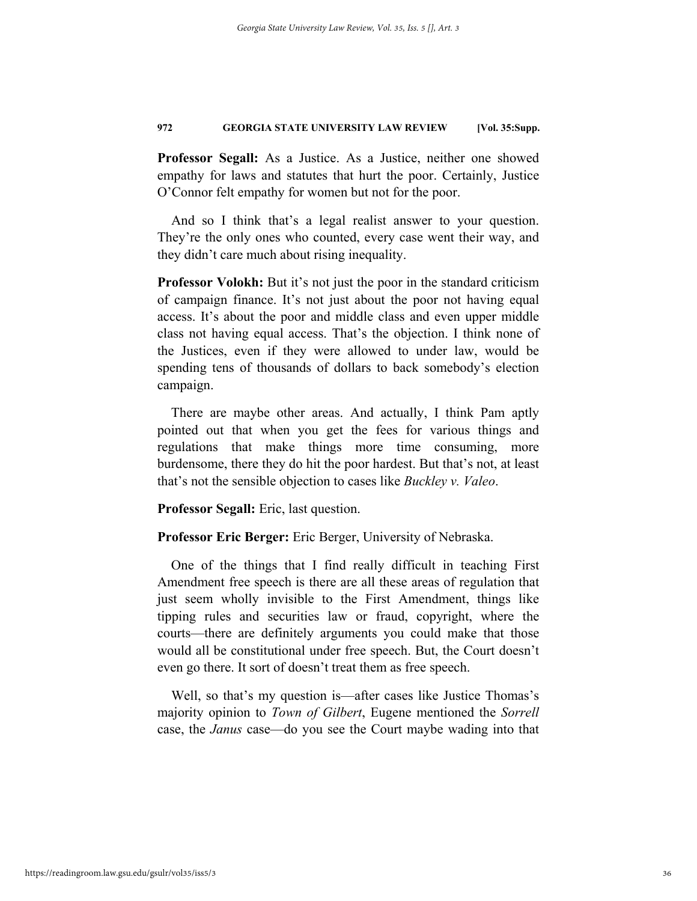**Professor Segall:** As a Justice. As a Justice, neither one showed empathy for laws and statutes that hurt the poor. Certainly, Justice O'Connor felt empathy for women but not for the poor.

And so I think that's a legal realist answer to your question. They're the only ones who counted, every case went their way, and they didn't care much about rising inequality.

**Professor Volokh:** But it's not just the poor in the standard criticism of campaign finance. It's not just about the poor not having equal access. It's about the poor and middle class and even upper middle class not having equal access. That's the objection. I think none of the Justices, even if they were allowed to under law, would be spending tens of thousands of dollars to back somebody's election campaign.

There are maybe other areas. And actually, I think Pam aptly pointed out that when you get the fees for various things and regulations that make things more time consuming, more burdensome, there they do hit the poor hardest. But that's not, at least that's not the sensible objection to cases like *Buckley v. Valeo*.

**Professor Segall:** Eric, last question.

**Professor Eric Berger:** Eric Berger, University of Nebraska.

One of the things that I find really difficult in teaching First Amendment free speech is there are all these areas of regulation that just seem wholly invisible to the First Amendment, things like tipping rules and securities law or fraud, copyright, where the courts—there are definitely arguments you could make that those would all be constitutional under free speech. But, the Court doesn't even go there. It sort of doesn't treat them as free speech.

Well, so that's my question is—after cases like Justice Thomas's majority opinion to *Town of Gilbert*, Eugene mentioned the *Sorrell* case, the *Janus* case—do you see the Court maybe wading into that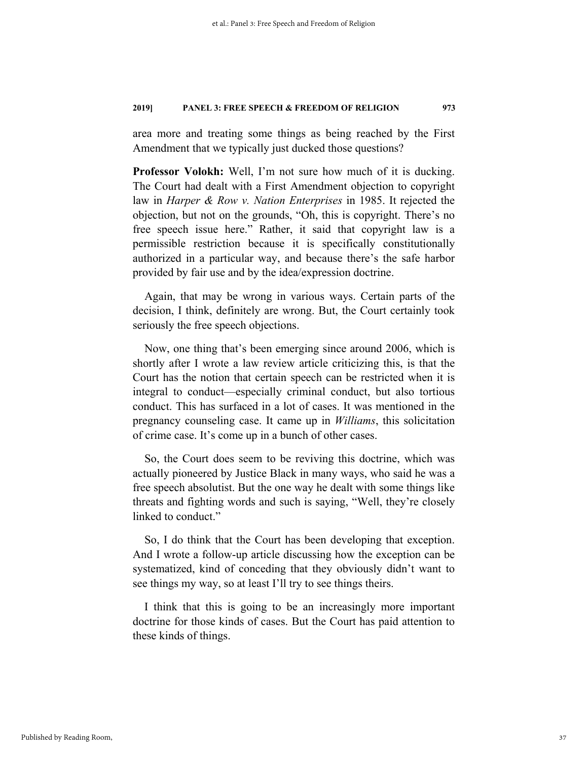area more and treating some things as being reached by the First Amendment that we typically just ducked those questions?

**Professor Volokh:** Well, I'm not sure how much of it is ducking. The Court had dealt with a First Amendment objection to copyright law in *Harper & Row v. Nation Enterprises* in 1985. It rejected the objection, but not on the grounds, "Oh, this is copyright. There's no free speech issue here." Rather, it said that copyright law is a permissible restriction because it is specifically constitutionally authorized in a particular way, and because there's the safe harbor provided by fair use and by the idea/expression doctrine.

Again, that may be wrong in various ways. Certain parts of the decision, I think, definitely are wrong. But, the Court certainly took seriously the free speech objections.

Now, one thing that's been emerging since around 2006, which is shortly after I wrote a law review article criticizing this, is that the Court has the notion that certain speech can be restricted when it is integral to conduct—especially criminal conduct, but also tortious conduct. This has surfaced in a lot of cases. It was mentioned in the pregnancy counseling case. It came up in *Williams*, this solicitation of crime case. It's come up in a bunch of other cases.

So, the Court does seem to be reviving this doctrine, which was actually pioneered by Justice Black in many ways, who said he was a free speech absolutist. But the one way he dealt with some things like threats and fighting words and such is saying, "Well, they're closely linked to conduct."

So, I do think that the Court has been developing that exception. And I wrote a follow-up article discussing how the exception can be systematized, kind of conceding that they obviously didn't want to see things my way, so at least I'll try to see things theirs.

I think that this is going to be an increasingly more important doctrine for those kinds of cases. But the Court has paid attention to these kinds of things.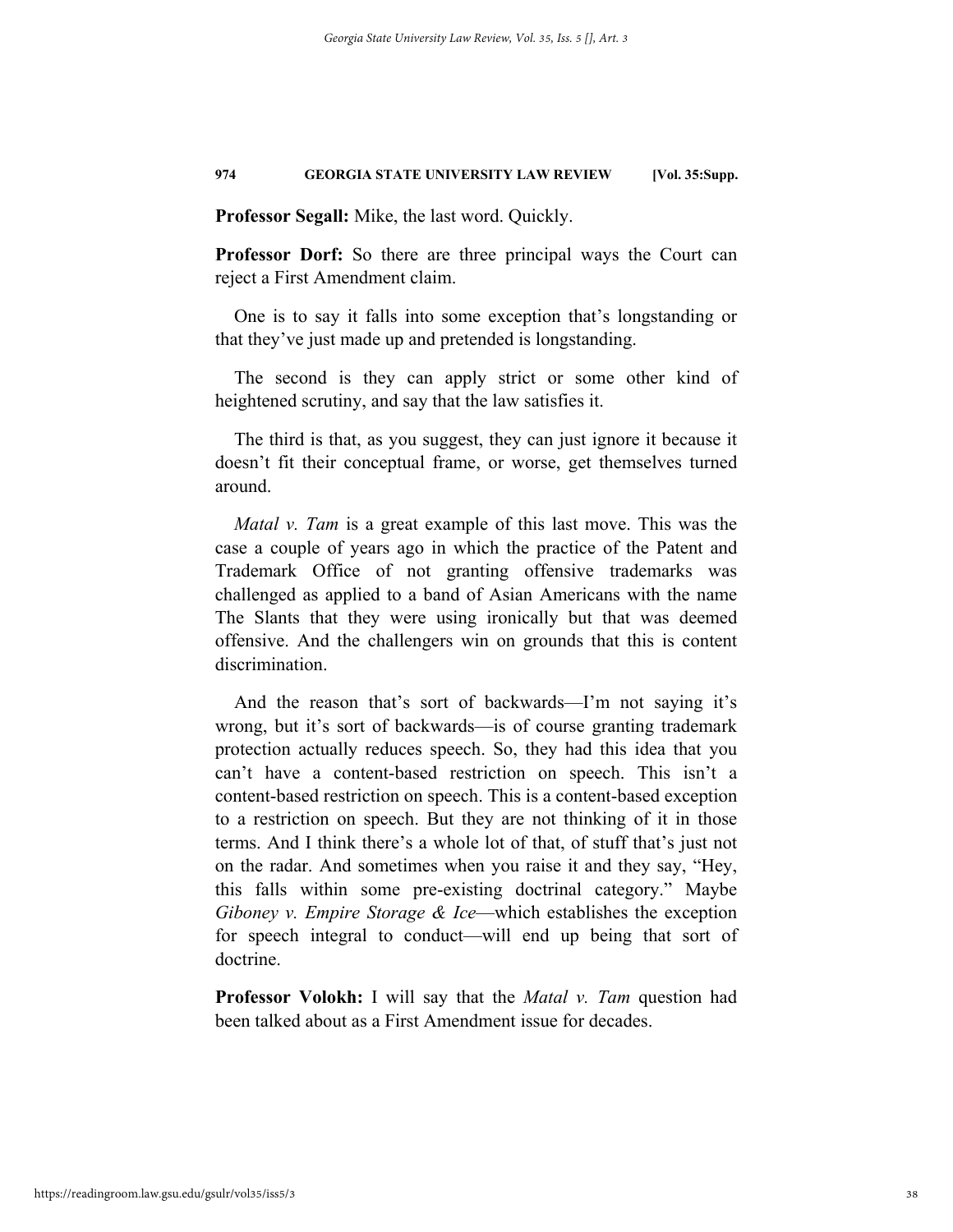**Professor Segall:** Mike, the last word. Quickly.

**Professor Dorf:** So there are three principal ways the Court can reject a First Amendment claim.

One is to say it falls into some exception that's longstanding or that they've just made up and pretended is longstanding.

The second is they can apply strict or some other kind of heightened scrutiny, and say that the law satisfies it.

The third is that, as you suggest, they can just ignore it because it doesn't fit their conceptual frame, or worse, get themselves turned around.

*Matal v. Tam* is a great example of this last move. This was the case a couple of years ago in which the practice of the Patent and Trademark Office of not granting offensive trademarks was challenged as applied to a band of Asian Americans with the name The Slants that they were using ironically but that was deemed offensive. And the challengers win on grounds that this is content discrimination.

And the reason that's sort of backwards—I'm not saying it's wrong, but it's sort of backwards—is of course granting trademark protection actually reduces speech. So, they had this idea that you can't have a content-based restriction on speech. This isn't a content-based restriction on speech. This is a content-based exception to a restriction on speech. But they are not thinking of it in those terms. And I think there's a whole lot of that, of stuff that's just not on the radar. And sometimes when you raise it and they say, "Hey, this falls within some pre-existing doctrinal category." Maybe *Giboney v. Empire Storage & Ice*—which establishes the exception for speech integral to conduct—will end up being that sort of doctrine.

**Professor Volokh:** I will say that the *Matal v. Tam* question had been talked about as a First Amendment issue for decades.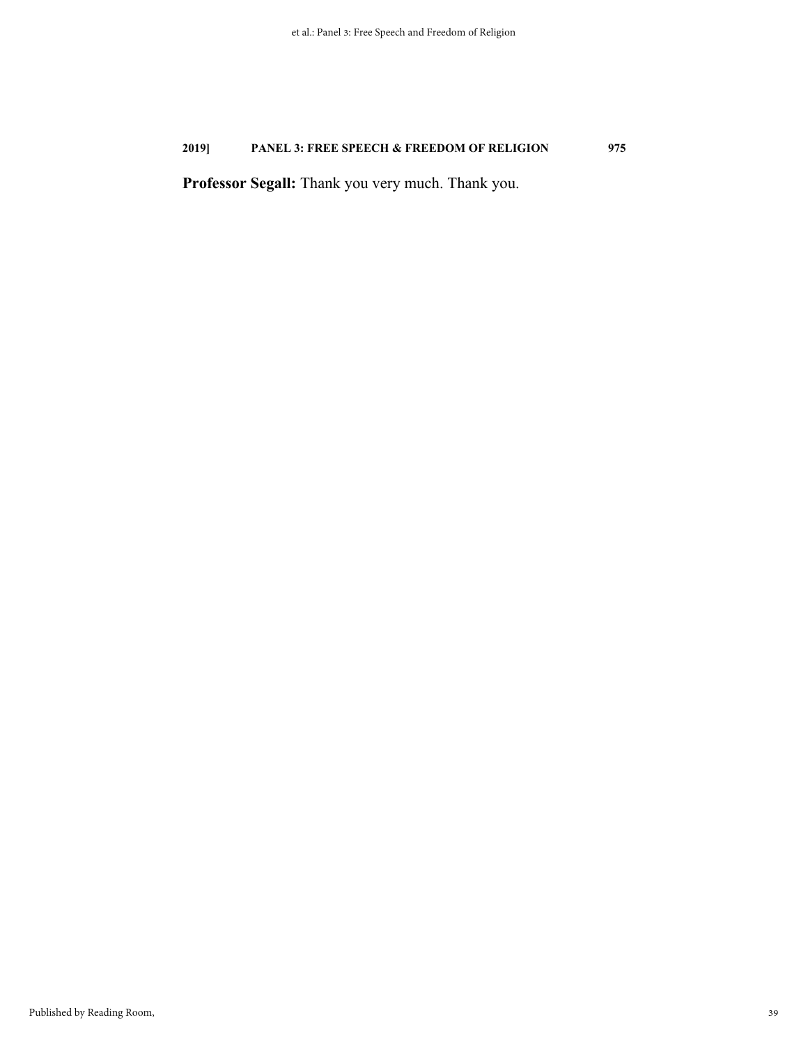**Professor Segall:** Thank you very much. Thank you.